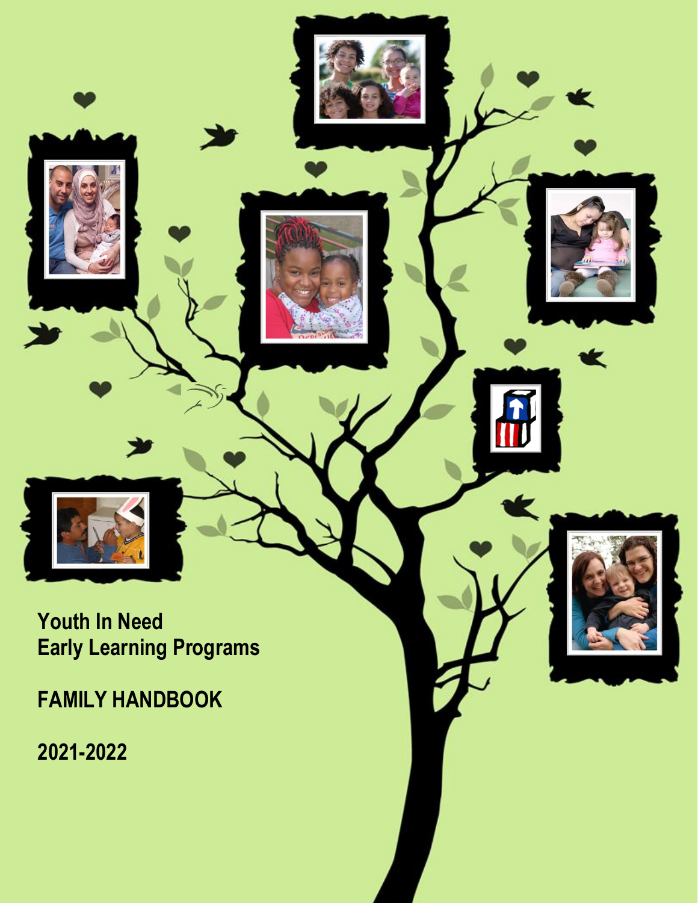# Youth In Need Early Learning Programs

## FAMILY HANDBOOK

## 2021-2022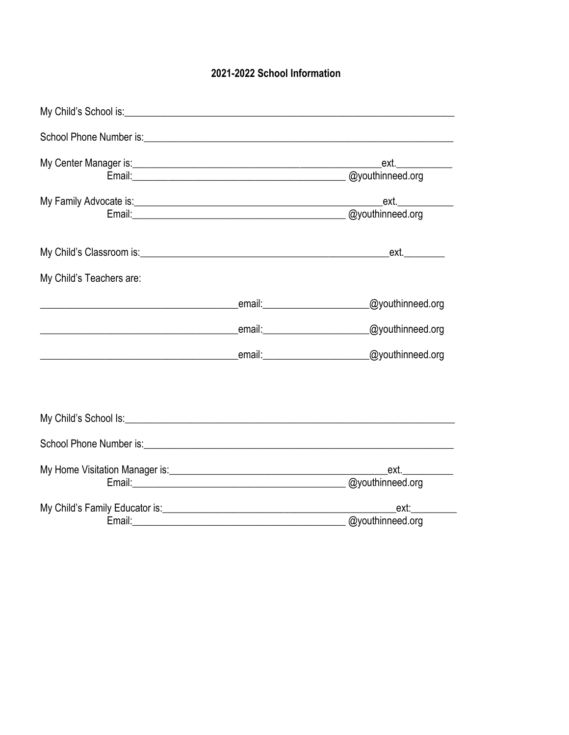## 2021-2022 School Information

My Child's School is:_______________________________________________________________

School Phone Number is:____________________________________________________________

My Center Manager is:_____________________________________________ext.__________

Email:_______________________________________ @youthinneed.org

My Family Advocate is:_____________________________________________ext.__________

Email:_______________________________________ @youthinneed.org

My Child's Classroom is:____________________________________________ext.________

My Child's Teachers are:

____________________________________email:___________________@youthinneed.org

____________________________________email:___________________@youthinneed.org

____________________________________email:___________________@youthinneed.org

My Child's School Is:_______________________________________________________________

School Phone Number is:____________________________________________________________

My Home Visitation Manager is:______________________________________ext.__________

Email:_______________________________________ @youthinneed.org

My Child's Family Educator is:_______________________________________ext:_________

Email:_______________________________________ @youthinneed.org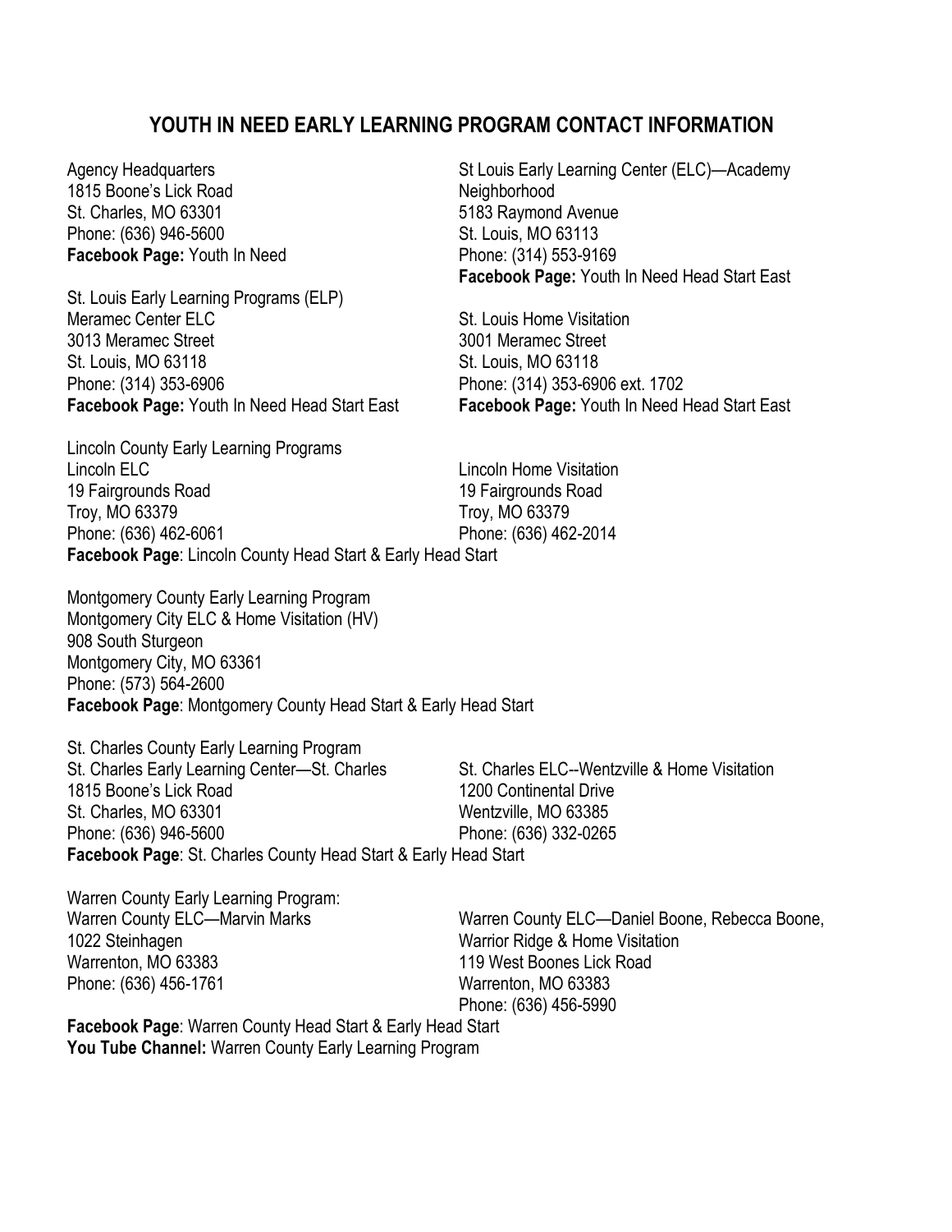# YOUTH IN NEED EARLY LEARNING PROGRAM CONTACT INFORMATION

Agency Headquarters
1815 Boone's Lick Road
St. Charles, MO 63301
Phone: (636) 946-5600
**Facebook Page:** Youth In Need

St Louis Early Learning Center (ELC)—Academy Neighborhood
5183 Raymond Avenue
St. Louis, MO 63113
Phone: (314) 553-9169
**Facebook Page:** Youth In Need Head Start East

St. Louis Early Learning Programs (ELP)
Meramec Center ELC
3013 Meramec Street
St. Louis, MO 63118
Phone: (314) 353-6906
**Facebook Page:** Youth In Need Head Start East

St. Louis Home Visitation
3001 Meramec Street
St. Louis, MO 63118
Phone: (314) 353-6906 ext. 1702
**Facebook Page:** Youth In Need Head Start East

Lincoln County Early Learning Programs
Lincoln ELC
19 Fairgrounds Road
Troy, MO 63379
Phone: (636) 462-6061

Lincoln Home Visitation
19 Fairgrounds Road
Troy, MO 63379
Phone: (636) 462-2014

**Facebook Page**: Lincoln County Head Start & Early Head Start

Montgomery County Early Learning Program
Montgomery City ELC & Home Visitation (HV)
908 South Sturgeon
Montgomery City, MO 63361
Phone: (573) 564-2600
**Facebook Page**: Montgomery County Head Start & Early Head Start

St. Charles County Early Learning Program
St. Charles Early Learning Center—St. Charles
1815 Boone's Lick Road
St. Charles, MO 63301
Phone: (636) 946-5600

St. Charles ELC--Wentzville & Home Visitation
1200 Continental Drive
Wentzville, MO 63385
Phone: (636) 332-0265

**Facebook Page**: St. Charles County Head Start & Early Head Start

Warren County Early Learning Program:
Warren County ELC—Marvin Marks
1022 Steinhagen
Warrenton, MO 63383
Phone: (636) 456-1761

Warren County ELC—Daniel Boone, Rebecca Boone, Warrior Ridge & Home Visitation
119 West Boones Lick Road
Warrenton, MO 63383
Phone: (636) 456-5990

**Facebook Page**: Warren County Head Start & Early Head Start
**You Tube Channel:** Warren County Early Learning Program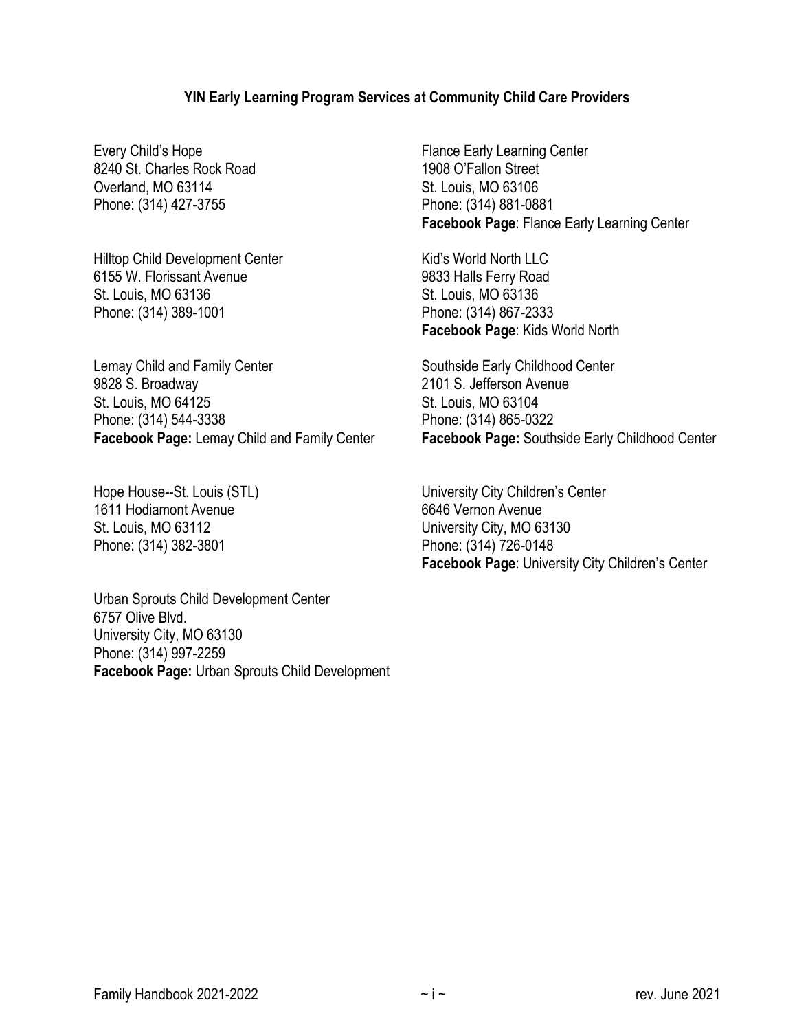## YIN Early Learning Program Services at Community Child Care Providers

Every Child's Hope
8240 St. Charles Rock Road
Overland, MO 63114
Phone: (314) 427-3755

Flance Early Learning Center
1908 O'Fallon Street
St. Louis, MO 63106
Phone: (314) 881-0881
**Facebook Page**: Flance Early Learning Center

Hilltop Child Development Center
6155 W. Florissant Avenue
St. Louis, MO 63136
Phone: (314) 389-1001

Kid's World North LLC
9833 Halls Ferry Road
St. Louis, MO 63136
Phone: (314) 867-2333
**Facebook Page**: Kids World North

Lemay Child and Family Center
9828 S. Broadway
St. Louis, MO 64125
Phone: (314) 544-3338
**Facebook Page:** Lemay Child and Family Center

Southside Early Childhood Center
2101 S. Jefferson Avenue
St. Louis, MO 63104
Phone: (314) 865-0322
**Facebook Page:** Southside Early Childhood Center

Hope House--St. Louis (STL)
1611 Hodiamont Avenue
St. Louis, MO 63112
Phone: (314) 382-3801

University City Children's Center
6646 Vernon Avenue
University City, MO 63130
Phone: (314) 726-0148
**Facebook Page**: University City Children's Center

Urban Sprouts Child Development Center
6757 Olive Blvd.
University City, MO 63130
Phone: (314) 997-2259
**Facebook Page:** Urban Sprouts Child Development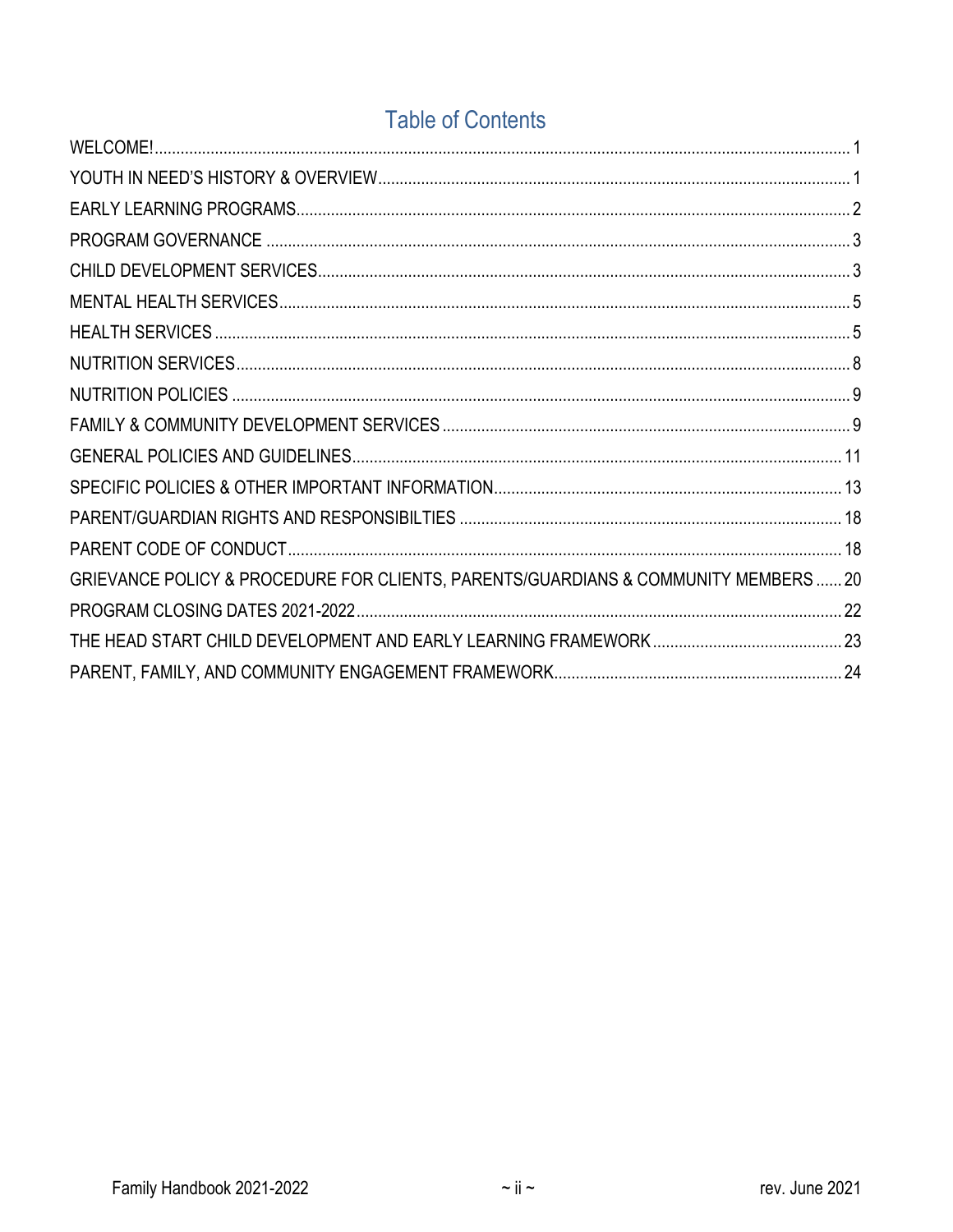# Table of Contents

| | |
|---|---|
| WELCOME! | 1 |
| YOUTH IN NEED'S HISTORY & OVERVIEW | 1 |
| EARLY LEARNING PROGRAMS | 2 |
| PROGRAM GOVERNANCE | 3 |
| CHILD DEVELOPMENT SERVICES | 3 |
| MENTAL HEALTH SERVICES | 5 |
| HEALTH SERVICES | 5 |
| NUTRITION SERVICES | 8 |
| NUTRITION POLICIES | 9 |
| FAMILY & COMMUNITY DEVELOPMENT SERVICES | 9 |
| GENERAL POLICIES AND GUIDELINES | 11 |
| SPECIFIC POLICIES & OTHER IMPORTANT INFORMATION | 13 |
| PARENT/GUARDIAN RIGHTS AND RESPONSIBILTIES | 18 |
| PARENT CODE OF CONDUCT | 18 |
| GRIEVANCE POLICY & PROCEDURE FOR CLIENTS, PARENTS/GUARDIANS & COMMUNITY MEMBERS | 20 |
| PROGRAM CLOSING DATES 2021-2022 | 22 |
| THE HEAD START CHILD DEVELOPMENT AND EARLY LEARNING FRAMEWORK | 23 |
| PARENT, FAMILY, AND COMMUNITY ENGAGEMENT FRAMEWORK | 24 |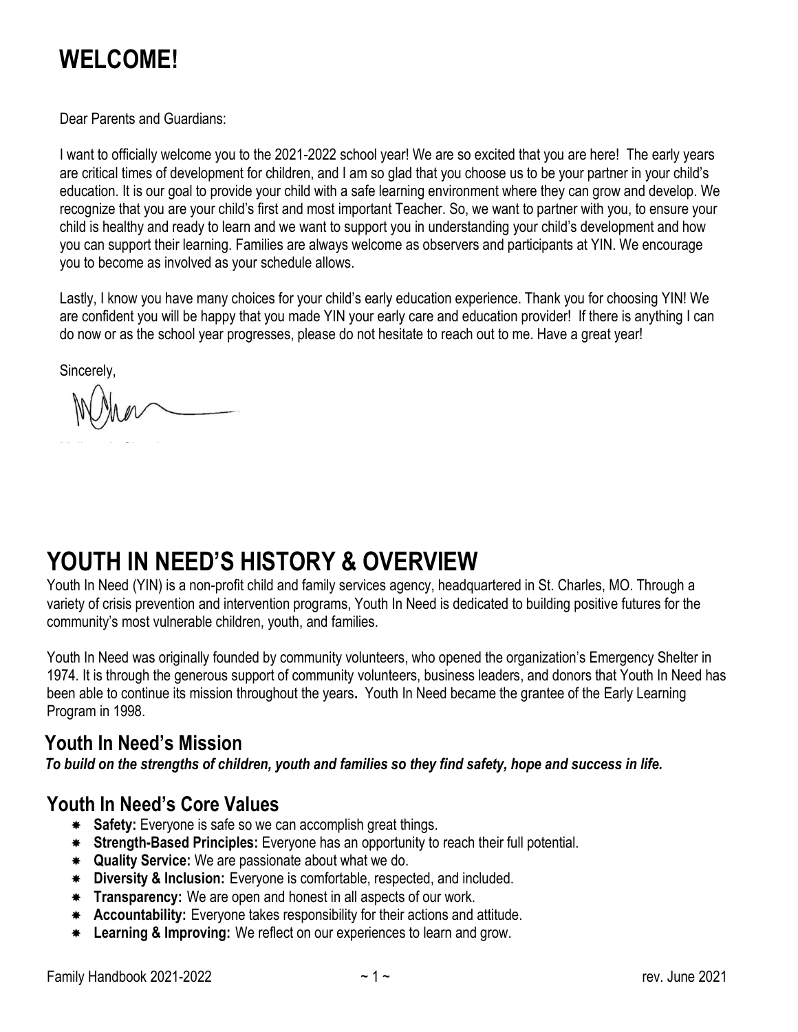# WELCOME!

Dear Parents and Guardians:

I want to officially welcome you to the 2021-2022 school year! We are so excited that you are here! The early years are critical times of development for children, and I am so glad that you choose us to be your partner in your child's education. It is our goal to provide your child with a safe learning environment where they can grow and develop. We recognize that you are your child's first and most important Teacher. So, we want to partner with you, to ensure your child is healthy and ready to learn and we want to support you in understanding your child's development and how you can support their learning. Families are always welcome as observers and participants at YIN. We encourage you to become as involved as your schedule allows.

Lastly, I know you have many choices for your child's early education experience. Thank you for choosing YIN! We are confident you will be happy that you made YIN your early care and education provider! If there is anything I can do now or as the school year progresses, please do not hesitate to reach out to me. Have a great year!

Sincerely,

# YOUTH IN NEED'S HISTORY & OVERVIEW

Youth In Need (YIN) is a non-profit child and family services agency, headquartered in St. Charles, MO. Through a variety of crisis prevention and intervention programs, Youth In Need is dedicated to building positive futures for the community's most vulnerable children, youth, and families.

Youth In Need was originally founded by community volunteers, who opened the organization's Emergency Shelter in 1974. It is through the generous support of community volunteers, business leaders, and donors that Youth In Need has been able to continue its mission throughout the years**.** Youth In Need became the grantee of the Early Learning Program in 1998.

## Youth In Need's Mission

***To build on the strengths of children, youth and families so they find safety, hope and success in life.***

## Youth In Need's Core Values

- **Safety:** Everyone is safe so we can accomplish great things.
- **Strength-Based Principles:** Everyone has an opportunity to reach their full potential.
- **Quality Service:** We are passionate about what we do.
- **Diversity & Inclusion:** Everyone is comfortable, respected, and included.
- **Transparency:** We are open and honest in all aspects of our work.
- **Accountability:** Everyone takes responsibility for their actions and attitude.
- **Learning & Improving:** We reflect on our experiences to learn and grow.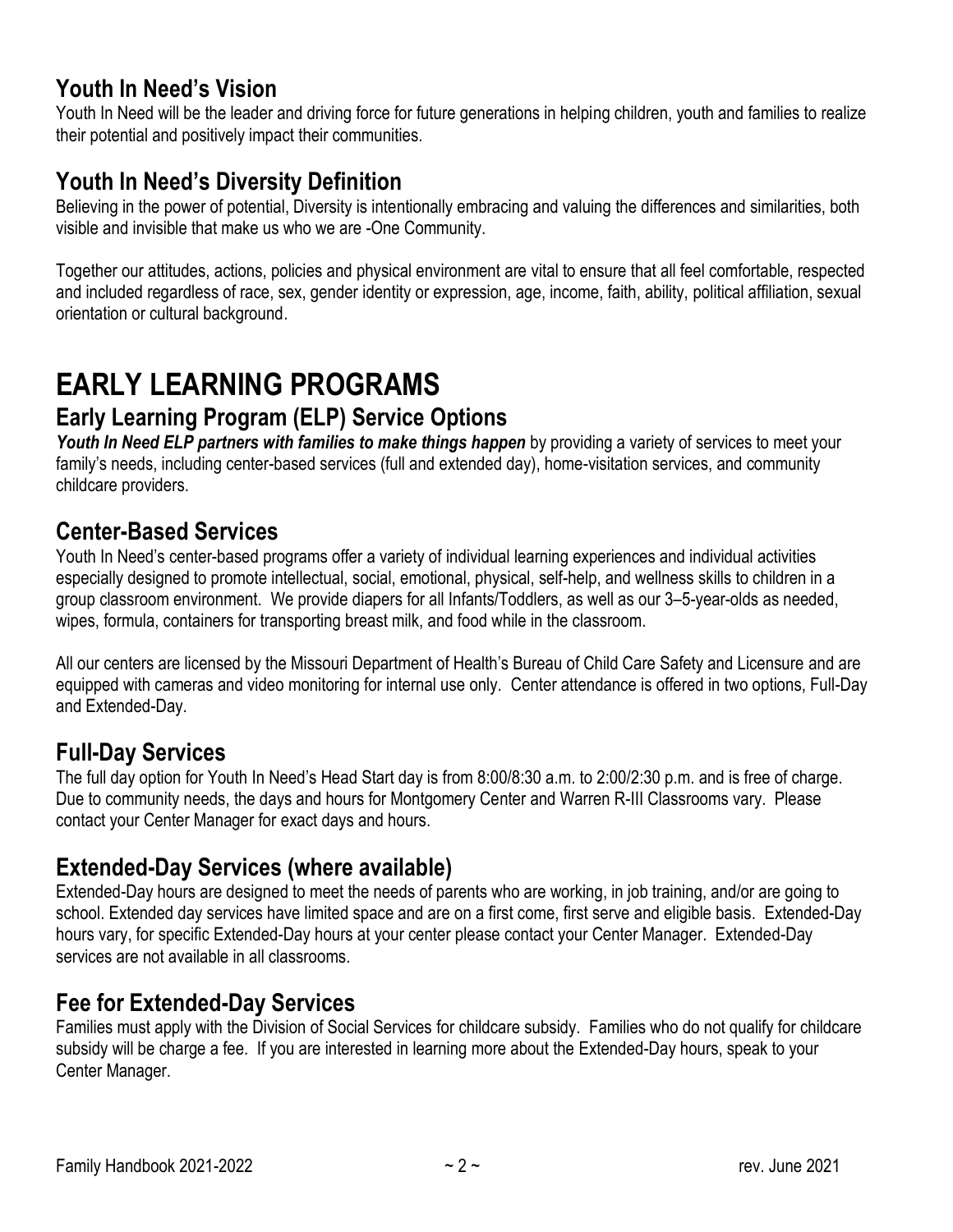## Youth In Need's Vision

Youth In Need will be the leader and driving force for future generations in helping children, youth and families to realize their potential and positively impact their communities.

## Youth In Need's Diversity Definition

Believing in the power of potential, Diversity is intentionally embracing and valuing the differences and similarities, both visible and invisible that make us who we are -One Community.

Together our attitudes, actions, policies and physical environment are vital to ensure that all feel comfortable, respected and included regardless of race, sex, gender identity or expression, age, income, faith, ability, political affiliation, sexual orientation or cultural background.

# EARLY LEARNING PROGRAMS

## Early Learning Program (ELP) Service Options

***Youth In Need ELP partners with families to make things happen*** by providing a variety of services to meet your family's needs, including center-based services (full and extended day), home-visitation services, and community childcare providers.

## Center-Based Services

Youth In Need's center-based programs offer a variety of individual learning experiences and individual activities especially designed to promote intellectual, social, emotional, physical, self-help, and wellness skills to children in a group classroom environment. We provide diapers for all Infants/Toddlers, as well as our 3–5-year-olds as needed, wipes, formula, containers for transporting breast milk, and food while in the classroom.

All our centers are licensed by the Missouri Department of Health's Bureau of Child Care Safety and Licensure and are equipped with cameras and video monitoring for internal use only. Center attendance is offered in two options, Full-Day and Extended-Day.

## Full-Day Services

The full day option for Youth In Need's Head Start day is from 8:00/8:30 a.m. to 2:00/2:30 p.m. and is free of charge. Due to community needs, the days and hours for Montgomery Center and Warren R-III Classrooms vary. Please contact your Center Manager for exact days and hours.

## Extended-Day Services (where available)

Extended-Day hours are designed to meet the needs of parents who are working, in job training, and/or are going to school. Extended day services have limited space and are on a first come, first serve and eligible basis. Extended-Day hours vary, for specific Extended-Day hours at your center please contact your Center Manager. Extended-Day services are not available in all classrooms.

## Fee for Extended-Day Services

Families must apply with the Division of Social Services for childcare subsidy. Families who do not qualify for childcare subsidy will be charge a fee. If you are interested in learning more about the Extended-Day hours, speak to your Center Manager.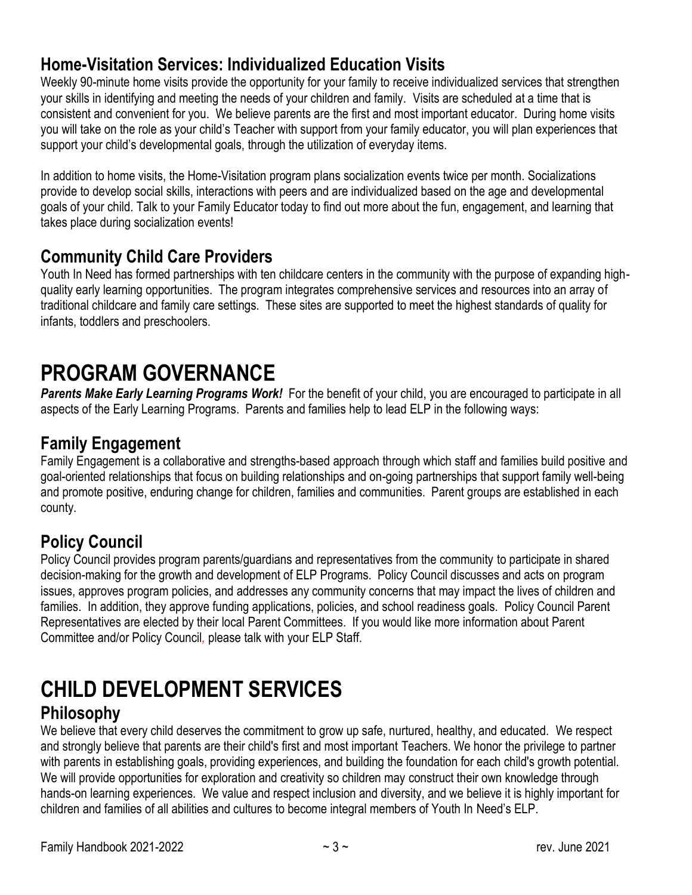## Home-Visitation Services: Individualized Education Visits

Weekly 90-minute home visits provide the opportunity for your family to receive individualized services that strengthen your skills in identifying and meeting the needs of your children and family. Visits are scheduled at a time that is consistent and convenient for you. We believe parents are the first and most important educator. During home visits you will take on the role as your child's Teacher with support from your family educator, you will plan experiences that support your child's developmental goals, through the utilization of everyday items.

In addition to home visits, the Home-Visitation program plans socialization events twice per month. Socializations provide to develop social skills, interactions with peers and are individualized based on the age and developmental goals of your child. Talk to your Family Educator today to find out more about the fun, engagement, and learning that takes place during socialization events!

## Community Child Care Providers

Youth In Need has formed partnerships with ten childcare centers in the community with the purpose of expanding high-quality early learning opportunities. The program integrates comprehensive services and resources into an array of traditional childcare and family care settings. These sites are supported to meet the highest standards of quality for infants, toddlers and preschoolers.

# PROGRAM GOVERNANCE

***Parents Make Early Learning Programs Work!*** For the benefit of your child, you are encouraged to participate in all aspects of the Early Learning Programs. Parents and families help to lead ELP in the following ways:

## Family Engagement

Family Engagement is a collaborative and strengths-based approach through which staff and families build positive and goal-oriented relationships that focus on building relationships and on-going partnerships that support family well-being and promote positive, enduring change for children, families and communities. Parent groups are established in each county.

## Policy Council

Policy Council provides program parents/guardians and representatives from the community to participate in shared decision-making for the growth and development of ELP Programs. Policy Council discusses and acts on program issues, approves program policies, and addresses any community concerns that may impact the lives of children and families. In addition, they approve funding applications, policies, and school readiness goals. Policy Council Parent Representatives are elected by their local Parent Committees. If you would like more information about Parent Committee and/or Policy Council, please talk with your ELP Staff.

# CHILD DEVELOPMENT SERVICES

## Philosophy

We believe that every child deserves the commitment to grow up safe, nurtured, healthy, and educated. We respect and strongly believe that parents are their child's first and most important Teachers. We honor the privilege to partner with parents in establishing goals, providing experiences, and building the foundation for each child's growth potential. We will provide opportunities for exploration and creativity so children may construct their own knowledge through hands-on learning experiences. We value and respect inclusion and diversity, and we believe it is highly important for children and families of all abilities and cultures to become integral members of Youth In Need's ELP.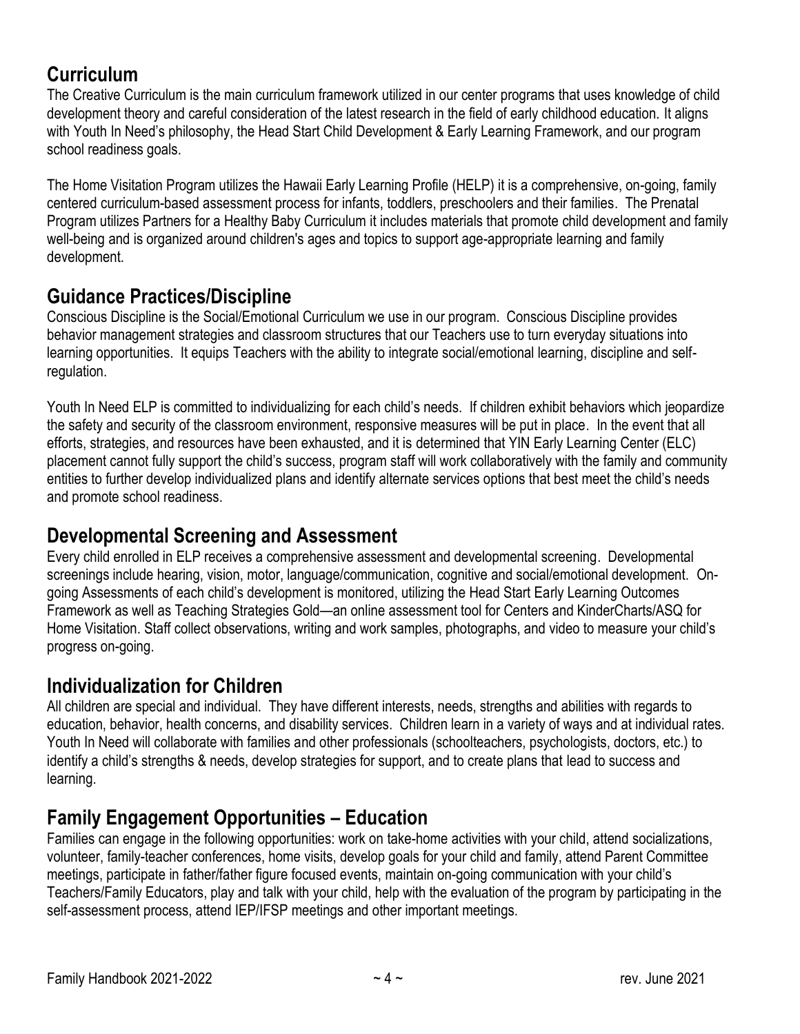## Curriculum

The Creative Curriculum is the main curriculum framework utilized in our center programs that uses knowledge of child development theory and careful consideration of the latest research in the field of early childhood education. It aligns with Youth In Need's philosophy, the Head Start Child Development & Early Learning Framework, and our program school readiness goals.

The Home Visitation Program utilizes the Hawaii Early Learning Profile (HELP) it is a comprehensive, on-going, family centered curriculum-based assessment process for infants, toddlers, preschoolers and their families. The Prenatal Program utilizes Partners for a Healthy Baby Curriculum it includes materials that promote child development and family well-being and is organized around children's ages and topics to support age-appropriate learning and family development.

## Guidance Practices/Discipline

Conscious Discipline is the Social/Emotional Curriculum we use in our program. Conscious Discipline provides behavior management strategies and classroom structures that our Teachers use to turn everyday situations into learning opportunities. It equips Teachers with the ability to integrate social/emotional learning, discipline and self-regulation.

Youth In Need ELP is committed to individualizing for each child's needs. If children exhibit behaviors which jeopardize the safety and security of the classroom environment, responsive measures will be put in place. In the event that all efforts, strategies, and resources have been exhausted, and it is determined that YIN Early Learning Center (ELC) placement cannot fully support the child's success, program staff will work collaboratively with the family and community entities to further develop individualized plans and identify alternate services options that best meet the child's needs and promote school readiness.

## Developmental Screening and Assessment

Every child enrolled in ELP receives a comprehensive assessment and developmental screening. Developmental screenings include hearing, vision, motor, language/communication, cognitive and social/emotional development. On-going Assessments of each child's development is monitored, utilizing the Head Start Early Learning Outcomes Framework as well as Teaching Strategies Gold—an online assessment tool for Centers and KinderCharts/ASQ for Home Visitation. Staff collect observations, writing and work samples, photographs, and video to measure your child's progress on-going.

## Individualization for Children

All children are special and individual. They have different interests, needs, strengths and abilities with regards to education, behavior, health concerns, and disability services. Children learn in a variety of ways and at individual rates. Youth In Need will collaborate with families and other professionals (schoolteachers, psychologists, doctors, etc.) to identify a child's strengths & needs, develop strategies for support, and to create plans that lead to success and learning.

## Family Engagement Opportunities – Education

Families can engage in the following opportunities: work on take-home activities with your child, attend socializations, volunteer, family-teacher conferences, home visits, develop goals for your child and family, attend Parent Committee meetings, participate in father/father figure focused events, maintain on-going communication with your child's Teachers/Family Educators, play and talk with your child, help with the evaluation of the program by participating in the self-assessment process, attend IEP/IFSP meetings and other important meetings.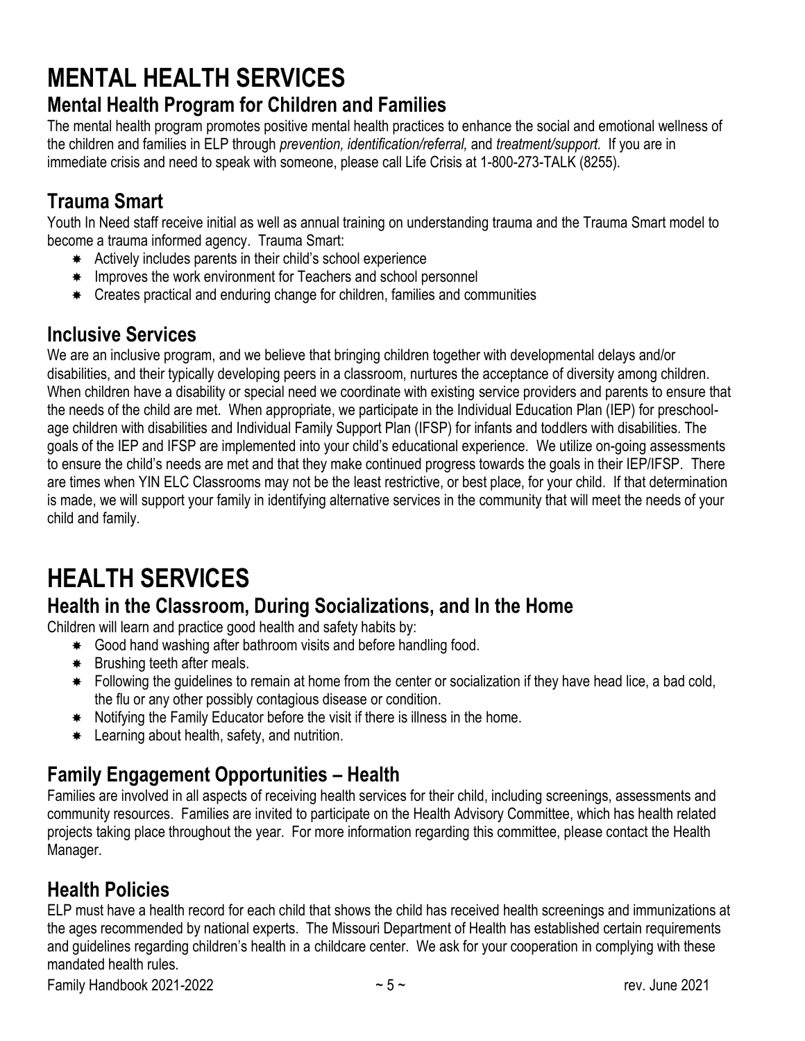# MENTAL HEALTH SERVICES

## Mental Health Program for Children and Families

The mental health program promotes positive mental health practices to enhance the social and emotional wellness of the children and families in ELP through *prevention, identification/referral,* and *treatment/support.* If you are in immediate crisis and need to speak with someone, please call Life Crisis at 1-800-273-TALK (8255).

## Trauma Smart

Youth In Need staff receive initial as well as annual training on understanding trauma and the Trauma Smart model to become a trauma informed agency. Trauma Smart:

- Actively includes parents in their child's school experience
- Improves the work environment for Teachers and school personnel
- Creates practical and enduring change for children, families and communities

## Inclusive Services

We are an inclusive program, and we believe that bringing children together with developmental delays and/or disabilities, and their typically developing peers in a classroom, nurtures the acceptance of diversity among children. When children have a disability or special need we coordinate with existing service providers and parents to ensure that the needs of the child are met. When appropriate, we participate in the Individual Education Plan (IEP) for preschool-age children with disabilities and Individual Family Support Plan (IFSP) for infants and toddlers with disabilities. The goals of the IEP and IFSP are implemented into your child's educational experience. We utilize on-going assessments to ensure the child's needs are met and that they make continued progress towards the goals in their IEP/IFSP. There are times when YIN ELC Classrooms may not be the least restrictive, or best place, for your child. If that determination is made, we will support your family in identifying alternative services in the community that will meet the needs of your child and family.

# HEALTH SERVICES

## Health in the Classroom, During Socializations, and In the Home

Children will learn and practice good health and safety habits by:

- Good hand washing after bathroom visits and before handling food.
- Brushing teeth after meals.
- Following the guidelines to remain at home from the center or socialization if they have head lice, a bad cold, the flu or any other possibly contagious disease or condition.
- Notifying the Family Educator before the visit if there is illness in the home.
- Learning about health, safety, and nutrition.

## Family Engagement Opportunities – Health

Families are involved in all aspects of receiving health services for their child, including screenings, assessments and community resources. Families are invited to participate on the Health Advisory Committee, which has health related projects taking place throughout the year. For more information regarding this committee, please contact the Health Manager.

## Health Policies

ELP must have a health record for each child that shows the child has received health screenings and immunizations at the ages recommended by national experts. The Missouri Department of Health has established certain requirements and guidelines regarding children's health in a childcare center. We ask for your cooperation in complying with these mandated health rules.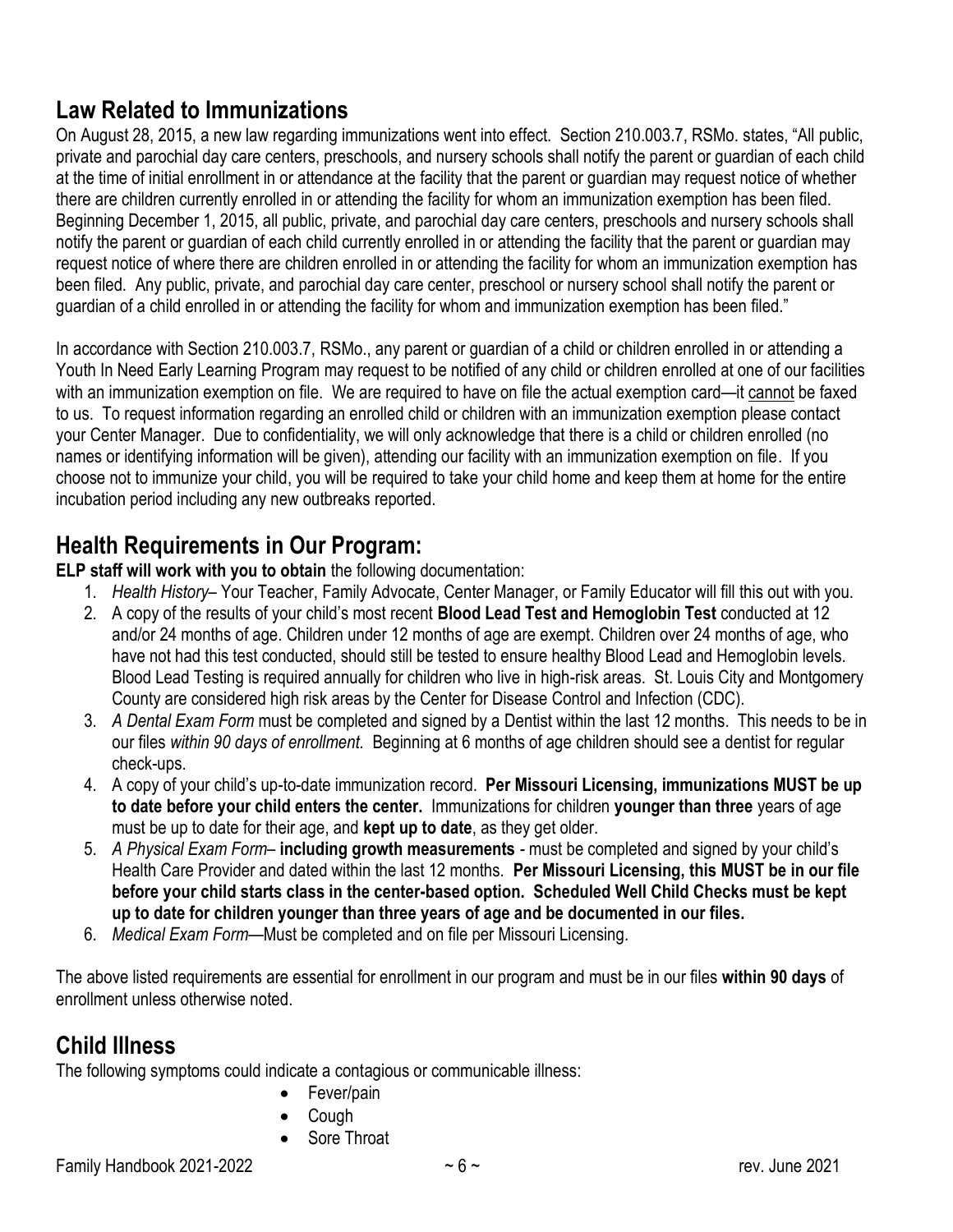## Law Related to Immunizations

On August 28, 2015, a new law regarding immunizations went into effect. Section 210.003.7, RSMo. states, "All public, private and parochial day care centers, preschools, and nursery schools shall notify the parent or guardian of each child at the time of initial enrollment in or attendance at the facility that the parent or guardian may request notice of whether there are children currently enrolled in or attending the facility for whom an immunization exemption has been filed. Beginning December 1, 2015, all public, private, and parochial day care centers, preschools and nursery schools shall notify the parent or guardian of each child currently enrolled in or attending the facility that the parent or guardian may request notice of where there are children enrolled in or attending the facility for whom an immunization exemption has been filed. Any public, private, and parochial day care center, preschool or nursery school shall notify the parent or guardian of a child enrolled in or attending the facility for whom and immunization exemption has been filed."

In accordance with Section 210.003.7, RSMo., any parent or guardian of a child or children enrolled in or attending a Youth In Need Early Learning Program may request to be notified of any child or children enrolled at one of our facilities with an immunization exemption on file. We are required to have on file the actual exemption card—it cannot be faxed to us. To request information regarding an enrolled child or children with an immunization exemption please contact your Center Manager. Due to confidentiality, we will only acknowledge that there is a child or children enrolled (no names or identifying information will be given), attending our facility with an immunization exemption on file. If you choose not to immunize your child, you will be required to take your child home and keep them at home for the entire incubation period including any new outbreaks reported.

## Health Requirements in Our Program:

**ELP staff will work with you to obtain** the following documentation:

1. *Health History*– Your Teacher, Family Advocate, Center Manager, or Family Educator will fill this out with you.
2. A copy of the results of your child's most recent **Blood Lead Test and Hemoglobin Test** conducted at 12 and/or 24 months of age. Children under 12 months of age are exempt. Children over 24 months of age, who have not had this test conducted, should still be tested to ensure healthy Blood Lead and Hemoglobin levels. Blood Lead Testing is required annually for children who live in high-risk areas. St. Louis City and Montgomery County are considered high risk areas by the Center for Disease Control and Infection (CDC).
3. *A Dental Exam Form* must be completed and signed by a Dentist within the last 12 months. This needs to be in our files *within 90 days of enrollment.* Beginning at 6 months of age children should see a dentist for regular check-ups.
4. A copy of your child's up-to-date immunization record. **Per Missouri Licensing, immunizations MUST be up to date before your child enters the center.** Immunizations for children **younger than three** years of age must be up to date for their age, and **kept up to date**, as they get older.
5. *A Physical Exam Form*– **including growth measurements** - must be completed and signed by your child's Health Care Provider and dated within the last 12 months. **Per Missouri Licensing, this MUST be in our file before your child starts class in the center-based option. Scheduled Well Child Checks must be kept up to date for children younger than three years of age and be documented in our files.**
6. *Medical Exam Form*—Must be completed and on file per Missouri Licensing.

The above listed requirements are essential for enrollment in our program and must be in our files **within 90 days** of enrollment unless otherwise noted.

## Child Illness

The following symptoms could indicate a contagious or communicable illness:

- Fever/pain
- Cough
- Sore Throat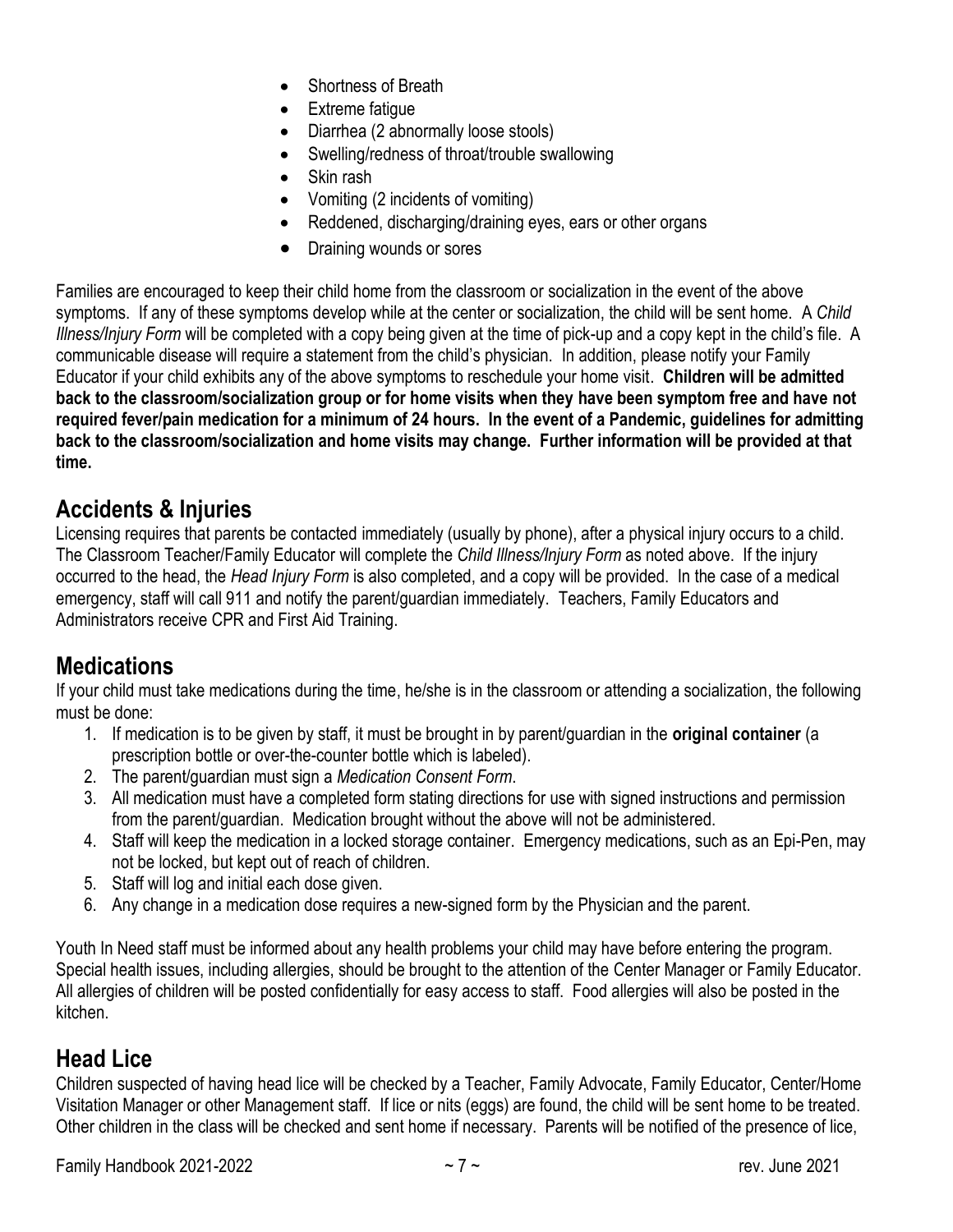- Shortness of Breath
- Extreme fatigue
- Diarrhea (2 abnormally loose stools)
- Swelling/redness of throat/trouble swallowing
- Skin rash
- Vomiting (2 incidents of vomiting)
- Reddened, discharging/draining eyes, ears or other organs
- Draining wounds or sores

Families are encouraged to keep their child home from the classroom or socialization in the event of the above symptoms. If any of these symptoms develop while at the center or socialization, the child will be sent home. A *Child Illness/Injury Form* will be completed with a copy being given at the time of pick-up and a copy kept in the child's file. A communicable disease will require a statement from the child's physician. In addition, please notify your Family Educator if your child exhibits any of the above symptoms to reschedule your home visit. **Children will be admitted back to the classroom/socialization group or for home visits when they have been symptom free and have not required fever/pain medication for a minimum of 24 hours. In the event of a Pandemic, guidelines for admitting back to the classroom/socialization and home visits may change. Further information will be provided at that time.**

## Accidents & Injuries

Licensing requires that parents be contacted immediately (usually by phone), after a physical injury occurs to a child. The Classroom Teacher/Family Educator will complete the *Child Illness/Injury Form* as noted above. If the injury occurred to the head, the *Head Injury Form* is also completed, and a copy will be provided. In the case of a medical emergency, staff will call 911 and notify the parent/guardian immediately. Teachers, Family Educators and Administrators receive CPR and First Aid Training.

## Medications

If your child must take medications during the time, he/she is in the classroom or attending a socialization, the following must be done:

1. If medication is to be given by staff, it must be brought in by parent/guardian in the **original container** (a prescription bottle or over-the-counter bottle which is labeled).
2. The parent/guardian must sign a *Medication Consent Form*.
3. All medication must have a completed form stating directions for use with signed instructions and permission from the parent/guardian. Medication brought without the above will not be administered.
4. Staff will keep the medication in a locked storage container. Emergency medications, such as an Epi-Pen, may not be locked, but kept out of reach of children.
5. Staff will log and initial each dose given.
6. Any change in a medication dose requires a new-signed form by the Physician and the parent.

Youth In Need staff must be informed about any health problems your child may have before entering the program. Special health issues, including allergies, should be brought to the attention of the Center Manager or Family Educator. All allergies of children will be posted confidentially for easy access to staff. Food allergies will also be posted in the kitchen.

## Head Lice

Children suspected of having head lice will be checked by a Teacher, Family Advocate, Family Educator, Center/Home Visitation Manager or other Management staff. If lice or nits (eggs) are found, the child will be sent home to be treated. Other children in the class will be checked and sent home if necessary. Parents will be notified of the presence of lice,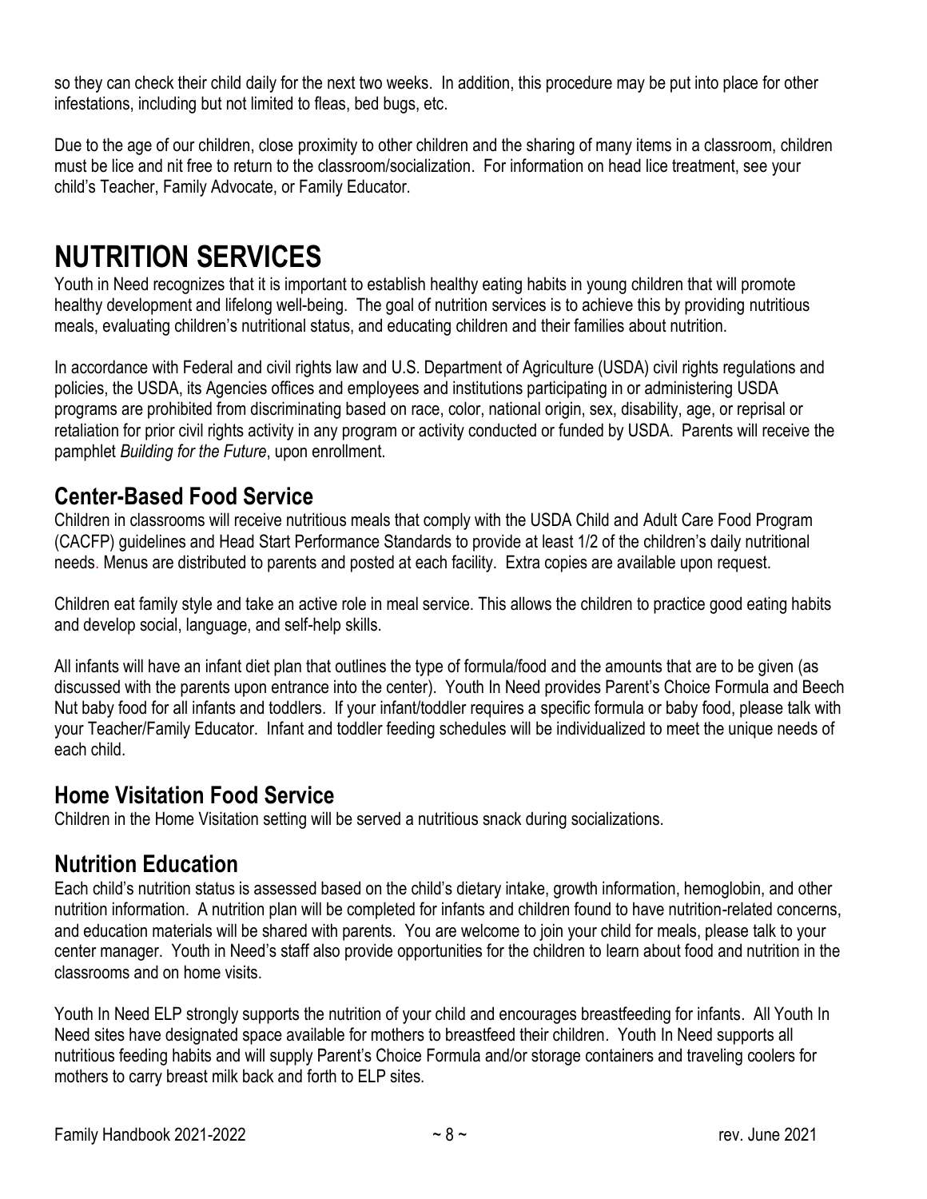so they can check their child daily for the next two weeks. In addition, this procedure may be put into place for other infestations, including but not limited to fleas, bed bugs, etc.

Due to the age of our children, close proximity to other children and the sharing of many items in a classroom, children must be lice and nit free to return to the classroom/socialization. For information on head lice treatment, see your child's Teacher, Family Advocate, or Family Educator.

# NUTRITION SERVICES

Youth in Need recognizes that it is important to establish healthy eating habits in young children that will promote healthy development and lifelong well-being. The goal of nutrition services is to achieve this by providing nutritious meals, evaluating children's nutritional status, and educating children and their families about nutrition.

In accordance with Federal and civil rights law and U.S. Department of Agriculture (USDA) civil rights regulations and policies, the USDA, its Agencies offices and employees and institutions participating in or administering USDA programs are prohibited from discriminating based on race, color, national origin, sex, disability, age, or reprisal or retaliation for prior civil rights activity in any program or activity conducted or funded by USDA. Parents will receive the pamphlet *Building for the Future*, upon enrollment.

## Center-Based Food Service

Children in classrooms will receive nutritious meals that comply with the USDA Child and Adult Care Food Program (CACFP) guidelines and Head Start Performance Standards to provide at least 1/2 of the children's daily nutritional needs. Menus are distributed to parents and posted at each facility. Extra copies are available upon request.

Children eat family style and take an active role in meal service. This allows the children to practice good eating habits and develop social, language, and self-help skills.

All infants will have an infant diet plan that outlines the type of formula/food and the amounts that are to be given (as discussed with the parents upon entrance into the center). Youth In Need provides Parent's Choice Formula and Beech Nut baby food for all infants and toddlers. If your infant/toddler requires a specific formula or baby food, please talk with your Teacher/Family Educator. Infant and toddler feeding schedules will be individualized to meet the unique needs of each child.

## Home Visitation Food Service

Children in the Home Visitation setting will be served a nutritious snack during socializations.

## Nutrition Education

Each child's nutrition status is assessed based on the child's dietary intake, growth information, hemoglobin, and other nutrition information. A nutrition plan will be completed for infants and children found to have nutrition-related concerns, and education materials will be shared with parents. You are welcome to join your child for meals, please talk to your center manager. Youth in Need's staff also provide opportunities for the children to learn about food and nutrition in the classrooms and on home visits.

Youth In Need ELP strongly supports the nutrition of your child and encourages breastfeeding for infants. All Youth In Need sites have designated space available for mothers to breastfeed their children. Youth In Need supports all nutritious feeding habits and will supply Parent's Choice Formula and/or storage containers and traveling coolers for mothers to carry breast milk back and forth to ELP sites.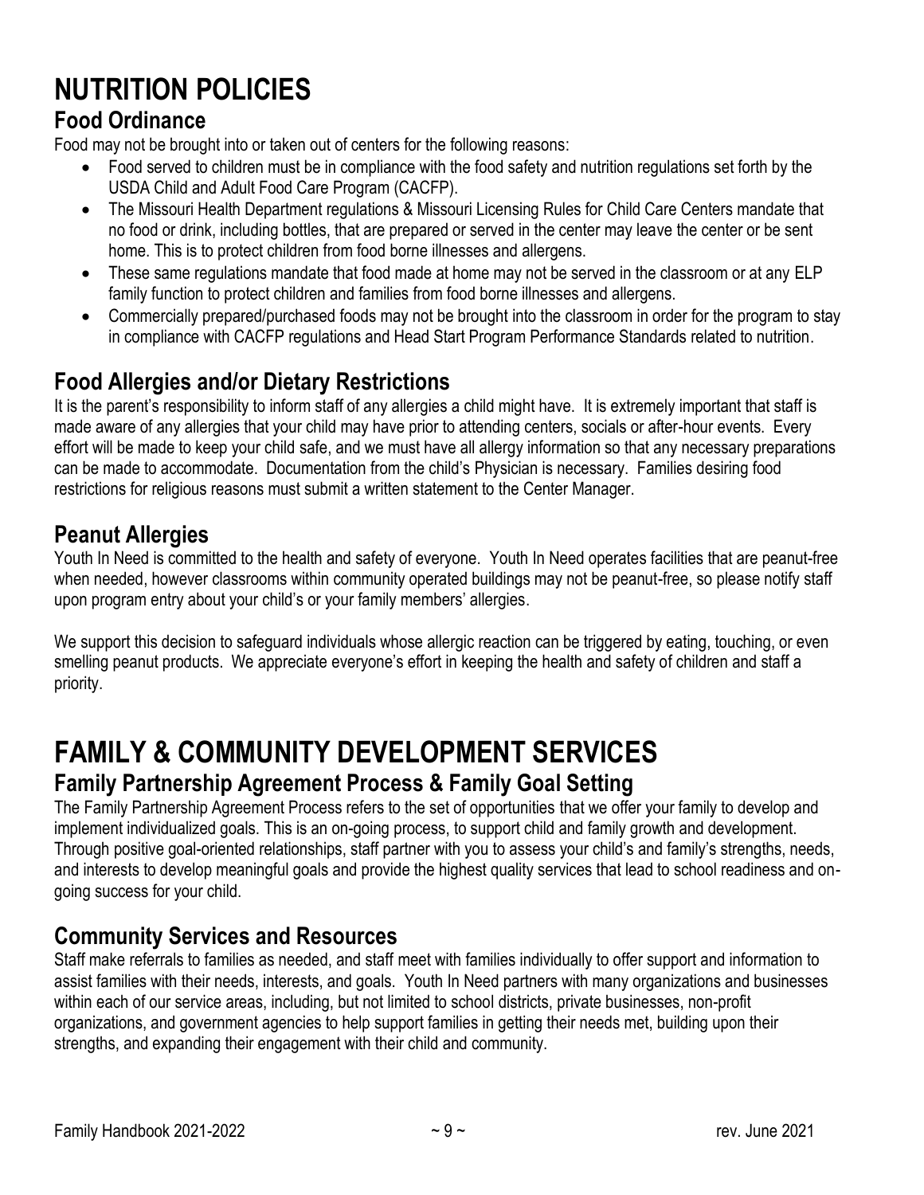# NUTRITION POLICIES

## Food Ordinance

Food may not be brought into or taken out of centers for the following reasons:

- Food served to children must be in compliance with the food safety and nutrition regulations set forth by the USDA Child and Adult Food Care Program (CACFP).
- The Missouri Health Department regulations & Missouri Licensing Rules for Child Care Centers mandate that no food or drink, including bottles, that are prepared or served in the center may leave the center or be sent home. This is to protect children from food borne illnesses and allergens.
- These same regulations mandate that food made at home may not be served in the classroom or at any ELP family function to protect children and families from food borne illnesses and allergens.
- Commercially prepared/purchased foods may not be brought into the classroom in order for the program to stay in compliance with CACFP regulations and Head Start Program Performance Standards related to nutrition.

## Food Allergies and/or Dietary Restrictions

It is the parent's responsibility to inform staff of any allergies a child might have. It is extremely important that staff is made aware of any allergies that your child may have prior to attending centers, socials or after-hour events. Every effort will be made to keep your child safe, and we must have all allergy information so that any necessary preparations can be made to accommodate. Documentation from the child's Physician is necessary. Families desiring food restrictions for religious reasons must submit a written statement to the Center Manager.

## Peanut Allergies

Youth In Need is committed to the health and safety of everyone. Youth In Need operates facilities that are peanut-free when needed, however classrooms within community operated buildings may not be peanut-free, so please notify staff upon program entry about your child's or your family members' allergies.

We support this decision to safeguard individuals whose allergic reaction can be triggered by eating, touching, or even smelling peanut products. We appreciate everyone's effort in keeping the health and safety of children and staff a priority.

# FAMILY & COMMUNITY DEVELOPMENT SERVICES

## Family Partnership Agreement Process & Family Goal Setting

The Family Partnership Agreement Process refers to the set of opportunities that we offer your family to develop and implement individualized goals. This is an on-going process, to support child and family growth and development. Through positive goal-oriented relationships, staff partner with you to assess your child's and family's strengths, needs, and interests to develop meaningful goals and provide the highest quality services that lead to school readiness and on-going success for your child.

## Community Services and Resources

Staff make referrals to families as needed, and staff meet with families individually to offer support and information to assist families with their needs, interests, and goals. Youth In Need partners with many organizations and businesses within each of our service areas, including, but not limited to school districts, private businesses, non-profit organizations, and government agencies to help support families in getting their needs met, building upon their strengths, and expanding their engagement with their child and community.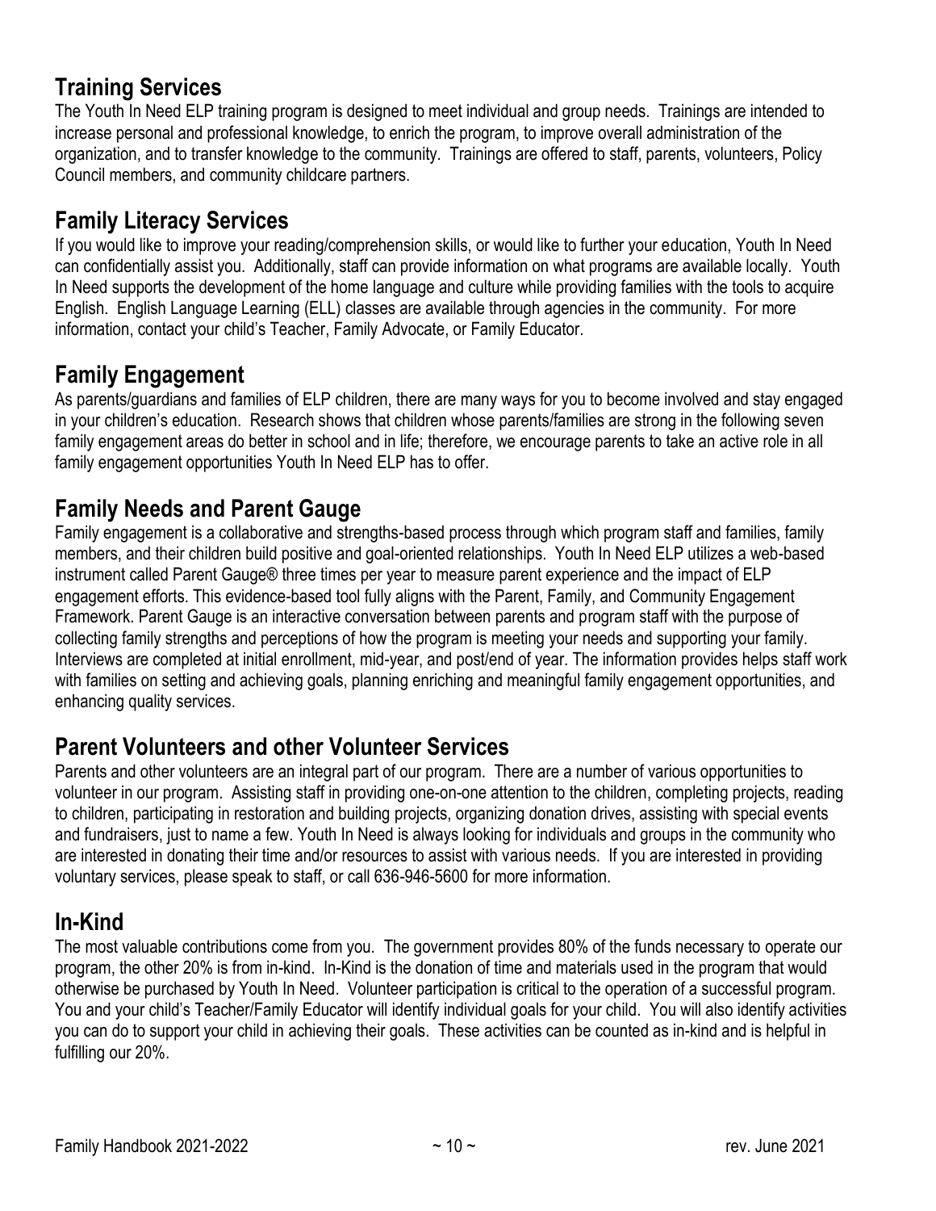## Training Services

The Youth In Need ELP training program is designed to meet individual and group needs. Trainings are intended to increase personal and professional knowledge, to enrich the program, to improve overall administration of the organization, and to transfer knowledge to the community. Trainings are offered to staff, parents, volunteers, Policy Council members, and community childcare partners.

## Family Literacy Services

If you would like to improve your reading/comprehension skills, or would like to further your education, Youth In Need can confidentially assist you. Additionally, staff can provide information on what programs are available locally. Youth In Need supports the development of the home language and culture while providing families with the tools to acquire English. English Language Learning (ELL) classes are available through agencies in the community. For more information, contact your child's Teacher, Family Advocate, or Family Educator.

## Family Engagement

As parents/guardians and families of ELP children, there are many ways for you to become involved and stay engaged in your children's education. Research shows that children whose parents/families are strong in the following seven family engagement areas do better in school and in life; therefore, we encourage parents to take an active role in all family engagement opportunities Youth In Need ELP has to offer.

## Family Needs and Parent Gauge

Family engagement is a collaborative and strengths-based process through which program staff and families, family members, and their children build positive and goal-oriented relationships. Youth In Need ELP utilizes a web-based instrument called Parent Gauge® three times per year to measure parent experience and the impact of ELP engagement efforts. This evidence-based tool fully aligns with the Parent, Family, and Community Engagement Framework. Parent Gauge is an interactive conversation between parents and program staff with the purpose of collecting family strengths and perceptions of how the program is meeting your needs and supporting your family. Interviews are completed at initial enrollment, mid-year, and post/end of year. The information provides helps staff work with families on setting and achieving goals, planning enriching and meaningful family engagement opportunities, and enhancing quality services.

## Parent Volunteers and other Volunteer Services

Parents and other volunteers are an integral part of our program. There are a number of various opportunities to volunteer in our program. Assisting staff in providing one-on-one attention to the children, completing projects, reading to children, participating in restoration and building projects, organizing donation drives, assisting with special events and fundraisers, just to name a few. Youth In Need is always looking for individuals and groups in the community who are interested in donating their time and/or resources to assist with various needs. If you are interested in providing voluntary services, please speak to staff, or call 636-946-5600 for more information.

## In-Kind

The most valuable contributions come from you. The government provides 80% of the funds necessary to operate our program, the other 20% is from in-kind. In-Kind is the donation of time and materials used in the program that would otherwise be purchased by Youth In Need. Volunteer participation is critical to the operation of a successful program. You and your child's Teacher/Family Educator will identify individual goals for your child. You will also identify activities you can do to support your child in achieving their goals. These activities can be counted as in-kind and is helpful in fulfilling our 20%.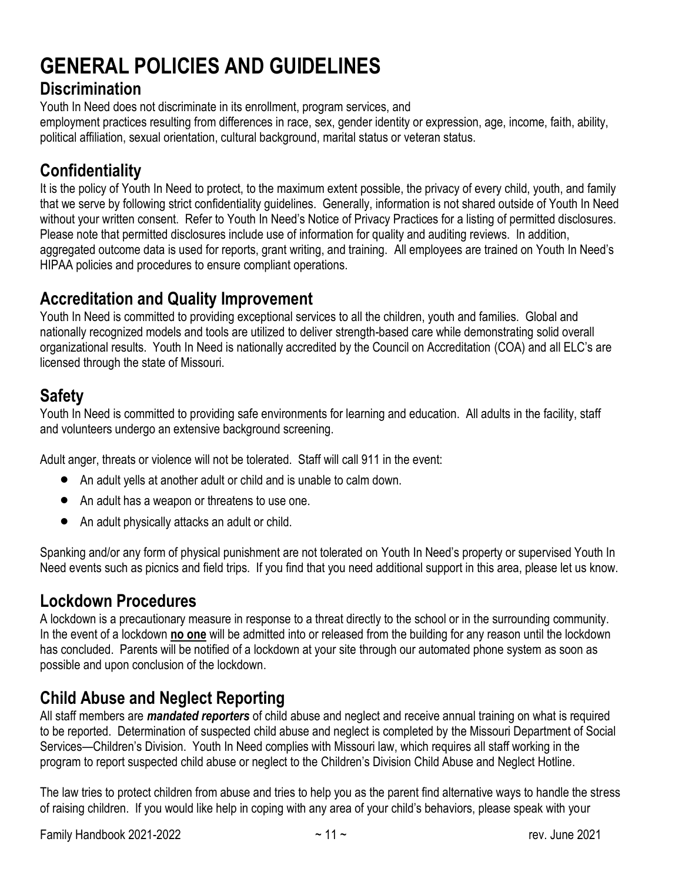# GENERAL POLICIES AND GUIDELINES

## Discrimination

Youth In Need does not discriminate in its enrollment, program services, and employment practices resulting from differences in race, sex, gender identity or expression, age, income, faith, ability, political affiliation, sexual orientation, cultural background, marital status or veteran status.

## Confidentiality

It is the policy of Youth In Need to protect, to the maximum extent possible, the privacy of every child, youth, and family that we serve by following strict confidentiality guidelines. Generally, information is not shared outside of Youth In Need without your written consent. Refer to Youth In Need's Notice of Privacy Practices for a listing of permitted disclosures. Please note that permitted disclosures include use of information for quality and auditing reviews. In addition, aggregated outcome data is used for reports, grant writing, and training. All employees are trained on Youth In Need's HIPAA policies and procedures to ensure compliant operations.

## Accreditation and Quality Improvement

Youth In Need is committed to providing exceptional services to all the children, youth and families. Global and nationally recognized models and tools are utilized to deliver strength-based care while demonstrating solid overall organizational results. Youth In Need is nationally accredited by the Council on Accreditation (COA) and all ELC's are licensed through the state of Missouri.

## Safety

Youth In Need is committed to providing safe environments for learning and education. All adults in the facility, staff and volunteers undergo an extensive background screening.

Adult anger, threats or violence will not be tolerated. Staff will call 911 in the event:

- An adult yells at another adult or child and is unable to calm down.
- An adult has a weapon or threatens to use one.
- An adult physically attacks an adult or child.

Spanking and/or any form of physical punishment are not tolerated on Youth In Need's property or supervised Youth In Need events such as picnics and field trips. If you find that you need additional support in this area, please let us know.

## Lockdown Procedures

A lockdown is a precautionary measure in response to a threat directly to the school or in the surrounding community. In the event of a lockdown **no one** will be admitted into or released from the building for any reason until the lockdown has concluded. Parents will be notified of a lockdown at your site through our automated phone system as soon as possible and upon conclusion of the lockdown.

## Child Abuse and Neglect Reporting

All staff members are ***mandated reporters*** of child abuse and neglect and receive annual training on what is required to be reported. Determination of suspected child abuse and neglect is completed by the Missouri Department of Social Services—Children's Division. Youth In Need complies with Missouri law, which requires all staff working in the program to report suspected child abuse or neglect to the Children's Division Child Abuse and Neglect Hotline.

The law tries to protect children from abuse and tries to help you as the parent find alternative ways to handle the stress of raising children. If you would like help in coping with any area of your child's behaviors, please speak with your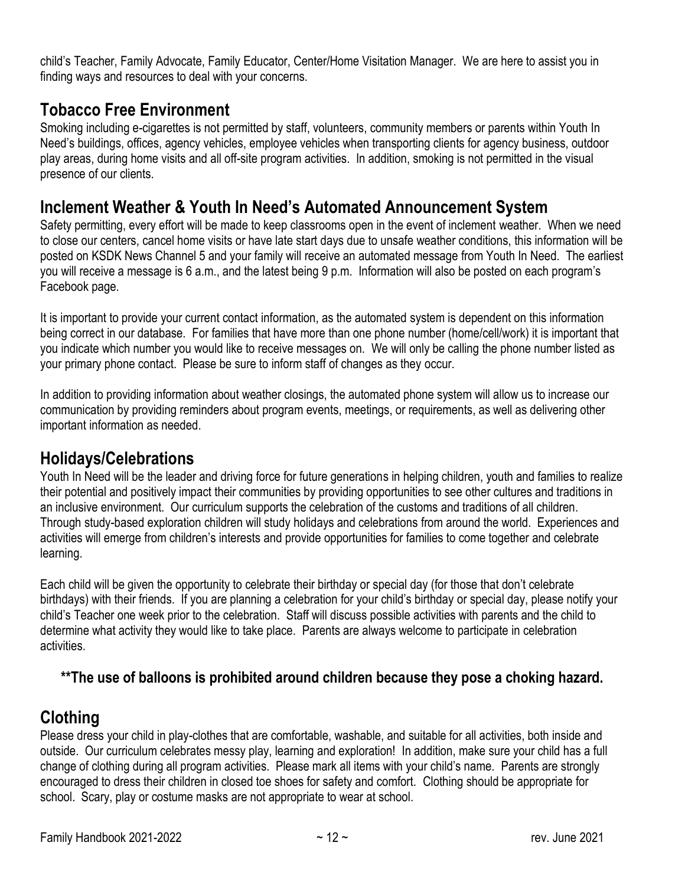child's Teacher, Family Advocate, Family Educator, Center/Home Visitation Manager. We are here to assist you in finding ways and resources to deal with your concerns.

## Tobacco Free Environment

Smoking including e-cigarettes is not permitted by staff, volunteers, community members or parents within Youth In Need's buildings, offices, agency vehicles, employee vehicles when transporting clients for agency business, outdoor play areas, during home visits and all off-site program activities. In addition, smoking is not permitted in the visual presence of our clients.

## Inclement Weather & Youth In Need's Automated Announcement System

Safety permitting, every effort will be made to keep classrooms open in the event of inclement weather. When we need to close our centers, cancel home visits or have late start days due to unsafe weather conditions, this information will be posted on KSDK News Channel 5 and your family will receive an automated message from Youth In Need. The earliest you will receive a message is 6 a.m., and the latest being 9 p.m. Information will also be posted on each program's Facebook page.

It is important to provide your current contact information, as the automated system is dependent on this information being correct in our database. For families that have more than one phone number (home/cell/work) it is important that you indicate which number you would like to receive messages on. We will only be calling the phone number listed as your primary phone contact. Please be sure to inform staff of changes as they occur.

In addition to providing information about weather closings, the automated phone system will allow us to increase our communication by providing reminders about program events, meetings, or requirements, as well as delivering other important information as needed.

## Holidays/Celebrations

Youth In Need will be the leader and driving force for future generations in helping children, youth and families to realize their potential and positively impact their communities by providing opportunities to see other cultures and traditions in an inclusive environment. Our curriculum supports the celebration of the customs and traditions of all children. Through study-based exploration children will study holidays and celebrations from around the world. Experiences and activities will emerge from children's interests and provide opportunities for families to come together and celebrate learning.

Each child will be given the opportunity to celebrate their birthday or special day (for those that don't celebrate birthdays) with their friends. If you are planning a celebration for your child's birthday or special day, please notify your child's Teacher one week prior to the celebration. Staff will discuss possible activities with parents and the child to determine what activity they would like to take place. Parents are always welcome to participate in celebration activities.

**\*\*The use of balloons is prohibited around children because they pose a choking hazard.**

## Clothing

Please dress your child in play-clothes that are comfortable, washable, and suitable for all activities, both inside and outside. Our curriculum celebrates messy play, learning and exploration! In addition, make sure your child has a full change of clothing during all program activities. Please mark all items with your child's name. Parents are strongly encouraged to dress their children in closed toe shoes for safety and comfort. Clothing should be appropriate for school. Scary, play or costume masks are not appropriate to wear at school.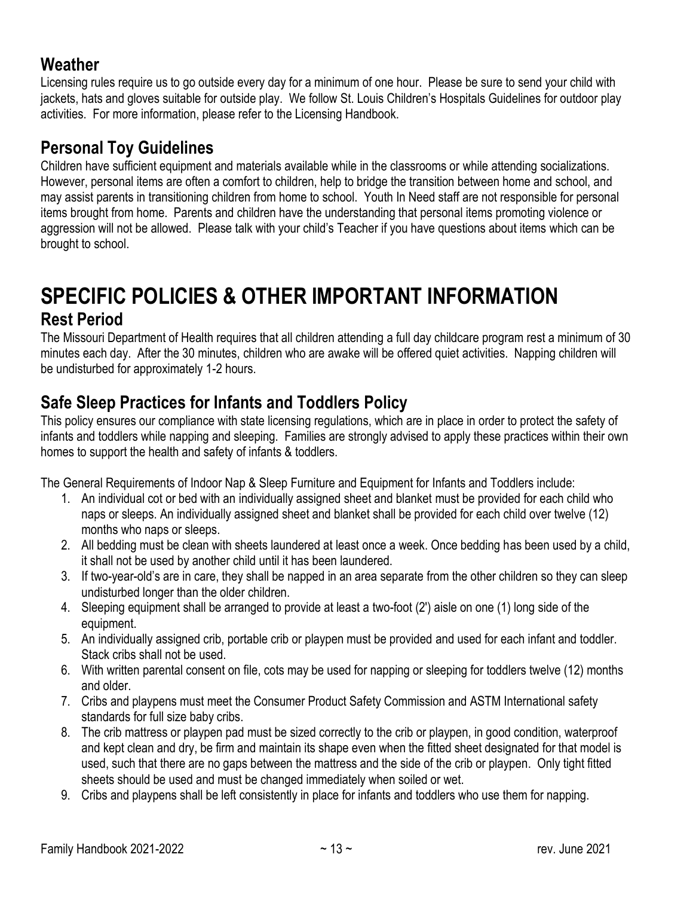## Weather

Licensing rules require us to go outside every day for a minimum of one hour. Please be sure to send your child with jackets, hats and gloves suitable for outside play. We follow St. Louis Children's Hospitals Guidelines for outdoor play activities. For more information, please refer to the Licensing Handbook.

## Personal Toy Guidelines

Children have sufficient equipment and materials available while in the classrooms or while attending socializations. However, personal items are often a comfort to children, help to bridge the transition between home and school, and may assist parents in transitioning children from home to school. Youth In Need staff are not responsible for personal items brought from home. Parents and children have the understanding that personal items promoting violence or aggression will not be allowed. Please talk with your child's Teacher if you have questions about items which can be brought to school.

# SPECIFIC POLICIES & OTHER IMPORTANT INFORMATION

## Rest Period

The Missouri Department of Health requires that all children attending a full day childcare program rest a minimum of 30 minutes each day. After the 30 minutes, children who are awake will be offered quiet activities. Napping children will be undisturbed for approximately 1-2 hours.

## Safe Sleep Practices for Infants and Toddlers Policy

This policy ensures our compliance with state licensing regulations, which are in place in order to protect the safety of infants and toddlers while napping and sleeping. Families are strongly advised to apply these practices within their own homes to support the health and safety of infants & toddlers.

The General Requirements of Indoor Nap & Sleep Furniture and Equipment for Infants and Toddlers include:

1. An individual cot or bed with an individually assigned sheet and blanket must be provided for each child who naps or sleeps. An individually assigned sheet and blanket shall be provided for each child over twelve (12) months who naps or sleeps.
2. All bedding must be clean with sheets laundered at least once a week. Once bedding has been used by a child, it shall not be used by another child until it has been laundered.
3. If two-year-old's are in care, they shall be napped in an area separate from the other children so they can sleep undisturbed longer than the older children.
4. Sleeping equipment shall be arranged to provide at least a two-foot (2') aisle on one (1) long side of the equipment.
5. An individually assigned crib, portable crib or playpen must be provided and used for each infant and toddler. Stack cribs shall not be used.
6. With written parental consent on file, cots may be used for napping or sleeping for toddlers twelve (12) months and older.
7. Cribs and playpens must meet the Consumer Product Safety Commission and ASTM International safety standards for full size baby cribs.
8. The crib mattress or playpen pad must be sized correctly to the crib or playpen, in good condition, waterproof and kept clean and dry, be firm and maintain its shape even when the fitted sheet designated for that model is used, such that there are no gaps between the mattress and the side of the crib or playpen. Only tight fitted sheets should be used and must be changed immediately when soiled or wet.
9. Cribs and playpens shall be left consistently in place for infants and toddlers who use them for napping.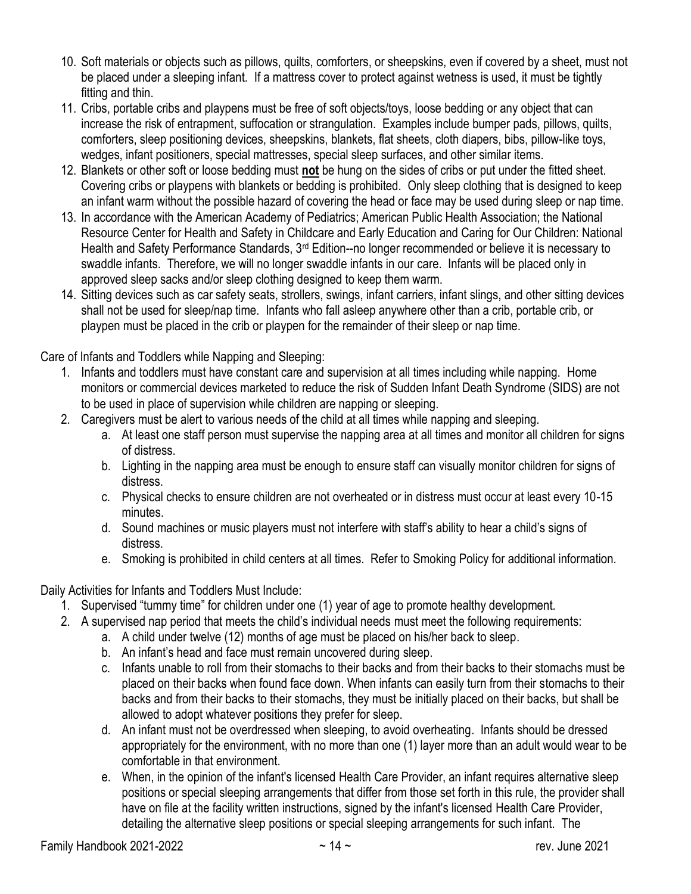10. Soft materials or objects such as pillows, quilts, comforters, or sheepskins, even if covered by a sheet, must not be placed under a sleeping infant. If a mattress cover to protect against wetness is used, it must be tightly fitting and thin.
11. Cribs, portable cribs and playpens must be free of soft objects/toys, loose bedding or any object that can increase the risk of entrapment, suffocation or strangulation. Examples include bumper pads, pillows, quilts, comforters, sleep positioning devices, sheepskins, blankets, flat sheets, cloth diapers, bibs, pillow-like toys, wedges, infant positioners, special mattresses, special sleep surfaces, and other similar items.
12. Blankets or other soft or loose bedding must **not** be hung on the sides of cribs or put under the fitted sheet. Covering cribs or playpens with blankets or bedding is prohibited. Only sleep clothing that is designed to keep an infant warm without the possible hazard of covering the head or face may be used during sleep or nap time.
13. In accordance with the American Academy of Pediatrics; American Public Health Association; the National Resource Center for Health and Safety in Childcare and Early Education and Caring for Our Children: National Health and Safety Performance Standards, 3rd Edition--no longer recommended or believe it is necessary to swaddle infants. Therefore, we will no longer swaddle infants in our care. Infants will be placed only in approved sleep sacks and/or sleep clothing designed to keep them warm.
14. Sitting devices such as car safety seats, strollers, swings, infant carriers, infant slings, and other sitting devices shall not be used for sleep/nap time. Infants who fall asleep anywhere other than a crib, portable crib, or playpen must be placed in the crib or playpen for the remainder of their sleep or nap time.

Care of Infants and Toddlers while Napping and Sleeping:

1. Infants and toddlers must have constant care and supervision at all times including while napping. Home monitors or commercial devices marketed to reduce the risk of Sudden Infant Death Syndrome (SIDS) are not to be used in place of supervision while children are napping or sleeping.
2. Caregivers must be alert to various needs of the child at all times while napping and sleeping.
   a. At least one staff person must supervise the napping area at all times and monitor all children for signs of distress.
   b. Lighting in the napping area must be enough to ensure staff can visually monitor children for signs of distress.
   c. Physical checks to ensure children are not overheated or in distress must occur at least every 10-15 minutes.
   d. Sound machines or music players must not interfere with staff's ability to hear a child's signs of distress.
   e. Smoking is prohibited in child centers at all times. Refer to Smoking Policy for additional information.

Daily Activities for Infants and Toddlers Must Include:

1. Supervised "tummy time" for children under one (1) year of age to promote healthy development.
2. A supervised nap period that meets the child's individual needs must meet the following requirements:
   a. A child under twelve (12) months of age must be placed on his/her back to sleep.
   b. An infant's head and face must remain uncovered during sleep.
   c. Infants unable to roll from their stomachs to their backs and from their backs to their stomachs must be placed on their backs when found face down. When infants can easily turn from their stomachs to their backs and from their backs to their stomachs, they must be initially placed on their backs, but shall be allowed to adopt whatever positions they prefer for sleep.
   d. An infant must not be overdressed when sleeping, to avoid overheating. Infants should be dressed appropriately for the environment, with no more than one (1) layer more than an adult would wear to be comfortable in that environment.
   e. When, in the opinion of the infant's licensed Health Care Provider, an infant requires alternative sleep positions or special sleeping arrangements that differ from those set forth in this rule, the provider shall have on file at the facility written instructions, signed by the infant's licensed Health Care Provider, detailing the alternative sleep positions or special sleeping arrangements for such infant. The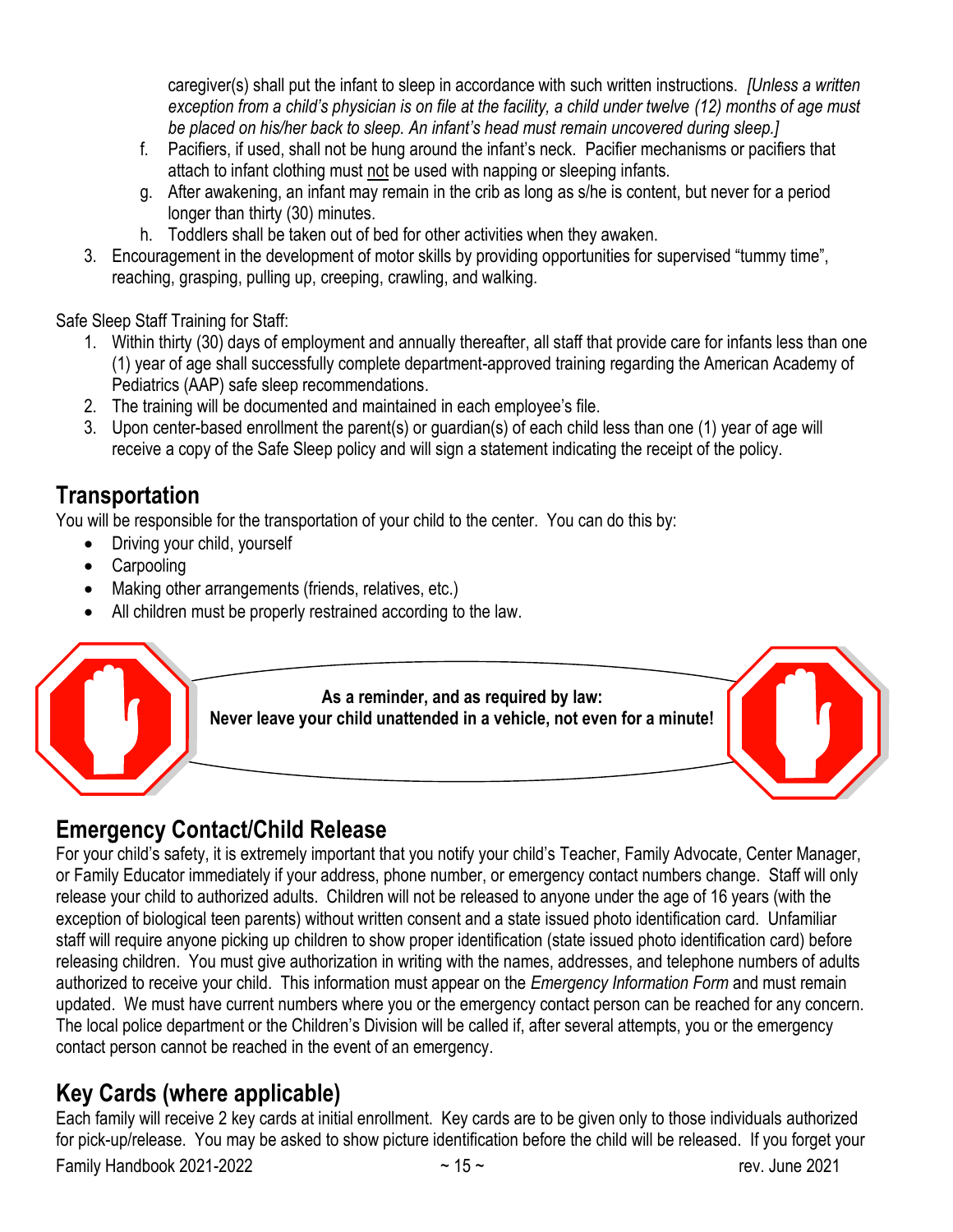caregiver(s) shall put the infant to sleep in accordance with such written instructions. *[Unless a written exception from a child's physician is on file at the facility, a child under twelve (12) months of age must be placed on his/her back to sleep. An infant's head must remain uncovered during sleep.]*

   f. Pacifiers, if used, shall not be hung around the infant's neck. Pacifier mechanisms or pacifiers that attach to infant clothing must <u>not</u> be used with napping or sleeping infants.
   g. After awakening, an infant may remain in the crib as long as s/he is content, but never for a period longer than thirty (30) minutes.
   h. Toddlers shall be taken out of bed for other activities when they awaken.

3. Encouragement in the development of motor skills by providing opportunities for supervised "tummy time", reaching, grasping, pulling up, creeping, crawling, and walking.

Safe Sleep Staff Training for Staff:

1. Within thirty (30) days of employment and annually thereafter, all staff that provide care for infants less than one (1) year of age shall successfully complete department-approved training regarding the American Academy of Pediatrics (AAP) safe sleep recommendations.
2. The training will be documented and maintained in each employee's file.
3. Upon center-based enrollment the parent(s) or guardian(s) of each child less than one (1) year of age will receive a copy of the Safe Sleep policy and will sign a statement indicating the receipt of the policy.

## Transportation

You will be responsible for the transportation of your child to the center. You can do this by:

- Driving your child, yourself
- Carpooling
- Making other arrangements (friends, relatives, etc.)
- All children must be properly restrained according to the law.

**As a reminder, and as required by law:**
**Never leave your child unattended in a vehicle, not even for a minute!**

## Emergency Contact/Child Release

For your child's safety, it is extremely important that you notify your child's Teacher, Family Advocate, Center Manager, or Family Educator immediately if your address, phone number, or emergency contact numbers change. Staff will only release your child to authorized adults. Children will not be released to anyone under the age of 16 years (with the exception of biological teen parents) without written consent and a state issued photo identification card. Unfamiliar staff will require anyone picking up children to show proper identification (state issued photo identification card) before releasing children. You must give authorization in writing with the names, addresses, and telephone numbers of adults authorized to receive your child. This information must appear on the *Emergency Information Form* and must remain updated. We must have current numbers where you or the emergency contact person can be reached for any concern. The local police department or the Children's Division will be called if, after several attempts, you or the emergency contact person cannot be reached in the event of an emergency.

## Key Cards (where applicable)

Each family will receive 2 key cards at initial enrollment. Key cards are to be given only to those individuals authorized for pick-up/release. You may be asked to show picture identification before the child will be released. If you forget your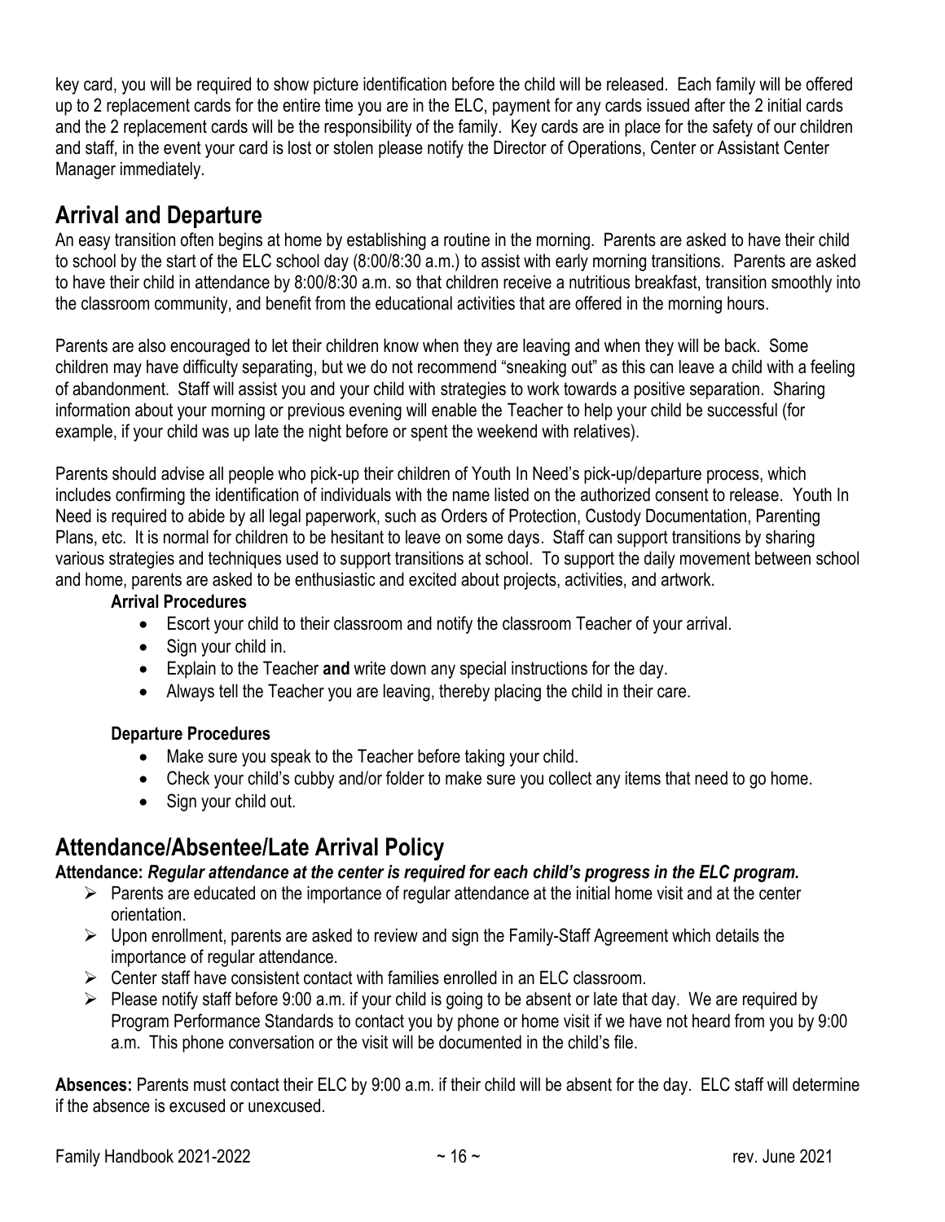key card, you will be required to show picture identification before the child will be released. Each family will be offered up to 2 replacement cards for the entire time you are in the ELC, payment for any cards issued after the 2 initial cards and the 2 replacement cards will be the responsibility of the family. Key cards are in place for the safety of our children and staff, in the event your card is lost or stolen please notify the Director of Operations, Center or Assistant Center Manager immediately.

## Arrival and Departure

An easy transition often begins at home by establishing a routine in the morning. Parents are asked to have their child to school by the start of the ELC school day (8:00/8:30 a.m.) to assist with early morning transitions. Parents are asked to have their child in attendance by 8:00/8:30 a.m. so that children receive a nutritious breakfast, transition smoothly into the classroom community, and benefit from the educational activities that are offered in the morning hours.

Parents are also encouraged to let their children know when they are leaving and when they will be back. Some children may have difficulty separating, but we do not recommend "sneaking out" as this can leave a child with a feeling of abandonment. Staff will assist you and your child with strategies to work towards a positive separation. Sharing information about your morning or previous evening will enable the Teacher to help your child be successful (for example, if your child was up late the night before or spent the weekend with relatives).

Parents should advise all people who pick-up their children of Youth In Need's pick-up/departure process, which includes confirming the identification of individuals with the name listed on the authorized consent to release. Youth In Need is required to abide by all legal paperwork, such as Orders of Protection, Custody Documentation, Parenting Plans, etc. It is normal for children to be hesitant to leave on some days. Staff can support transitions by sharing various strategies and techniques used to support transitions at school. To support the daily movement between school and home, parents are asked to be enthusiastic and excited about projects, activities, and artwork.

**Arrival Procedures**

- Escort your child to their classroom and notify the classroom Teacher of your arrival.
- Sign your child in.
- Explain to the Teacher **and** write down any special instructions for the day.
- Always tell the Teacher you are leaving, thereby placing the child in their care.

**Departure Procedures**

- Make sure you speak to the Teacher before taking your child.
- Check your child's cubby and/or folder to make sure you collect any items that need to go home.
- Sign your child out.

## Attendance/Absentee/Late Arrival Policy

**Attendance:** ***Regular attendance at the center is required for each child's progress in the ELC program.***

- Parents are educated on the importance of regular attendance at the initial home visit and at the center orientation.
- Upon enrollment, parents are asked to review and sign the Family-Staff Agreement which details the importance of regular attendance.
- Center staff have consistent contact with families enrolled in an ELC classroom.
- Please notify staff before 9:00 a.m. if your child is going to be absent or late that day. We are required by Program Performance Standards to contact you by phone or home visit if we have not heard from you by 9:00 a.m. This phone conversation or the visit will be documented in the child's file.

**Absences:** Parents must contact their ELC by 9:00 a.m. if their child will be absent for the day. ELC staff will determine if the absence is excused or unexcused.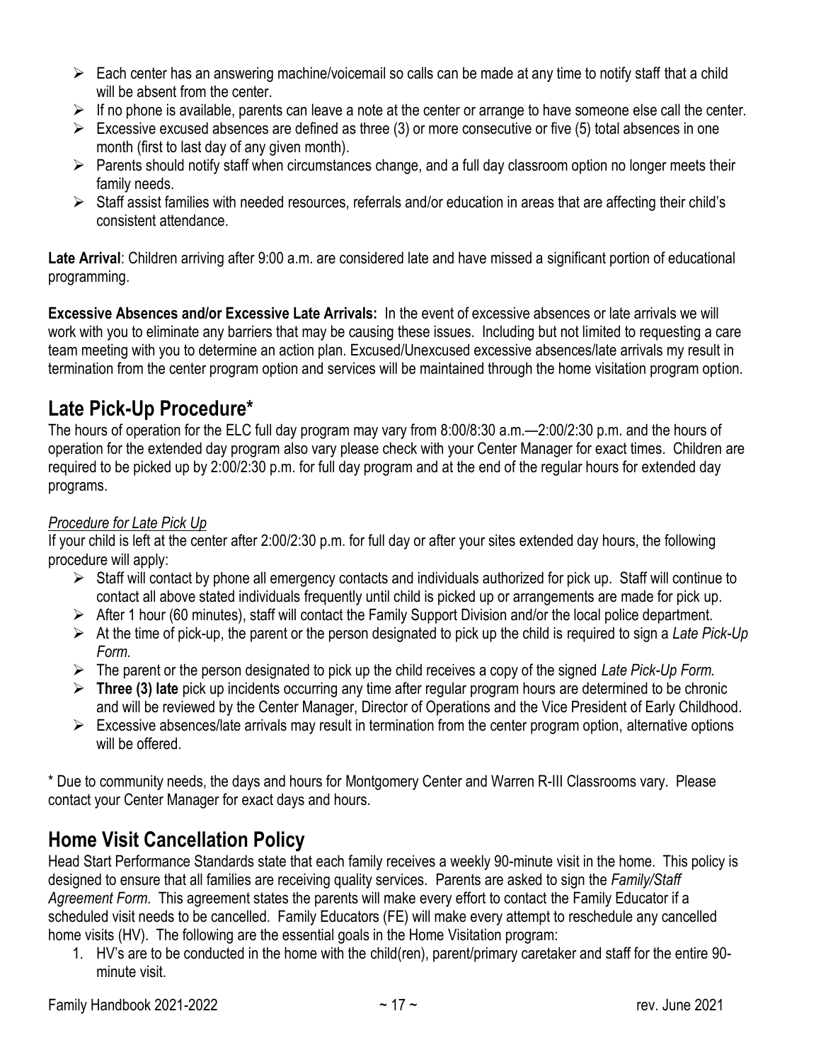- Each center has an answering machine/voicemail so calls can be made at any time to notify staff that a child will be absent from the center.
- If no phone is available, parents can leave a note at the center or arrange to have someone else call the center.
- Excessive excused absences are defined as three (3) or more consecutive or five (5) total absences in one month (first to last day of any given month).
- Parents should notify staff when circumstances change, and a full day classroom option no longer meets their family needs.
- Staff assist families with needed resources, referrals and/or education in areas that are affecting their child's consistent attendance.

**Late Arrival**: Children arriving after 9:00 a.m. are considered late and have missed a significant portion of educational programming.

**Excessive Absences and/or Excessive Late Arrivals:** In the event of excessive absences or late arrivals we will work with you to eliminate any barriers that may be causing these issues. Including but not limited to requesting a care team meeting with you to determine an action plan. Excused/Unexcused excessive absences/late arrivals my result in termination from the center program option and services will be maintained through the home visitation program option.

## Late Pick-Up Procedure*

The hours of operation for the ELC full day program may vary from 8:00/8:30 a.m.—2:00/2:30 p.m. and the hours of operation for the extended day program also vary please check with your Center Manager for exact times. Children are required to be picked up by 2:00/2:30 p.m. for full day program and at the end of the regular hours for extended day programs.

*Procedure for Late Pick Up*

If your child is left at the center after 2:00/2:30 p.m. for full day or after your sites extended day hours, the following procedure will apply:

- Staff will contact by phone all emergency contacts and individuals authorized for pick up. Staff will continue to contact all above stated individuals frequently until child is picked up or arrangements are made for pick up.
- After 1 hour (60 minutes), staff will contact the Family Support Division and/or the local police department.
- At the time of pick-up, the parent or the person designated to pick up the child is required to sign a *Late Pick-Up Form.*
- The parent or the person designated to pick up the child receives a copy of the signed *Late Pick-Up Form.*
- **Three (3) late** pick up incidents occurring any time after regular program hours are determined to be chronic and will be reviewed by the Center Manager, Director of Operations and the Vice President of Early Childhood.
- Excessive absences/late arrivals may result in termination from the center program option, alternative options will be offered.

\* Due to community needs, the days and hours for Montgomery Center and Warren R-III Classrooms vary. Please contact your Center Manager for exact days and hours.

## Home Visit Cancellation Policy

Head Start Performance Standards state that each family receives a weekly 90-minute visit in the home. This policy is designed to ensure that all families are receiving quality services. Parents are asked to sign the *Family/Staff Agreement Form.* This agreement states the parents will make every effort to contact the Family Educator if a scheduled visit needs to be cancelled. Family Educators (FE) will make every attempt to reschedule any cancelled home visits (HV). The following are the essential goals in the Home Visitation program:

1. HV's are to be conducted in the home with the child(ren), parent/primary caretaker and staff for the entire 90-minute visit.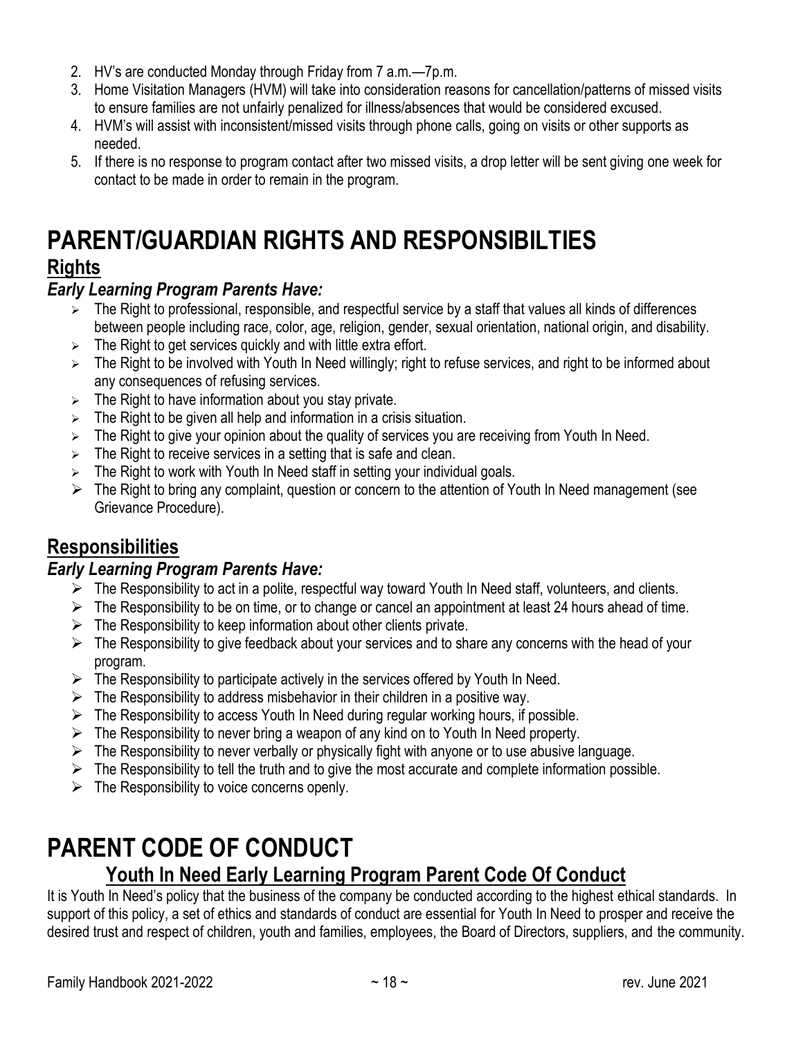2. HV's are conducted Monday through Friday from 7 a.m.—7p.m.
3. Home Visitation Managers (HVM) will take into consideration reasons for cancellation/patterns of missed visits to ensure families are not unfairly penalized for illness/absences that would be considered excused.
4. HVM's will assist with inconsistent/missed visits through phone calls, going on visits or other supports as needed.
5. If there is no response to program contact after two missed visits, a drop letter will be sent giving one week for contact to be made in order to remain in the program.

# PARENT/GUARDIAN RIGHTS AND RESPONSIBILTIES

## Rights

### *Early Learning Program Parents Have:*

- The Right to professional, responsible, and respectful service by a staff that values all kinds of differences between people including race, color, age, religion, gender, sexual orientation, national origin, and disability.
- The Right to get services quickly and with little extra effort.
- The Right to be involved with Youth In Need willingly; right to refuse services, and right to be informed about any consequences of refusing services.
- The Right to have information about you stay private.
- The Right to be given all help and information in a crisis situation.
- The Right to give your opinion about the quality of services you are receiving from Youth In Need.
- The Right to receive services in a setting that is safe and clean.
- The Right to work with Youth In Need staff in setting your individual goals.
- The Right to bring any complaint, question or concern to the attention of Youth In Need management (see Grievance Procedure).

## Responsibilities

### *Early Learning Program Parents Have:*

- The Responsibility to act in a polite, respectful way toward Youth In Need staff, volunteers, and clients.
- The Responsibility to be on time, or to change or cancel an appointment at least 24 hours ahead of time.
- The Responsibility to keep information about other clients private.
- The Responsibility to give feedback about your services and to share any concerns with the head of your program.
- The Responsibility to participate actively in the services offered by Youth In Need.
- The Responsibility to address misbehavior in their children in a positive way.
- The Responsibility to access Youth In Need during regular working hours, if possible.
- The Responsibility to never bring a weapon of any kind on to Youth In Need property.
- The Responsibility to never verbally or physically fight with anyone or to use abusive language.
- The Responsibility to tell the truth and to give the most accurate and complete information possible.
- The Responsibility to voice concerns openly.

# PARENT CODE OF CONDUCT

## Youth In Need Early Learning Program Parent Code Of Conduct

It is Youth In Need's policy that the business of the company be conducted according to the highest ethical standards. In support of this policy, a set of ethics and standards of conduct are essential for Youth In Need to prosper and receive the desired trust and respect of children, youth and families, employees, the Board of Directors, suppliers, and the community.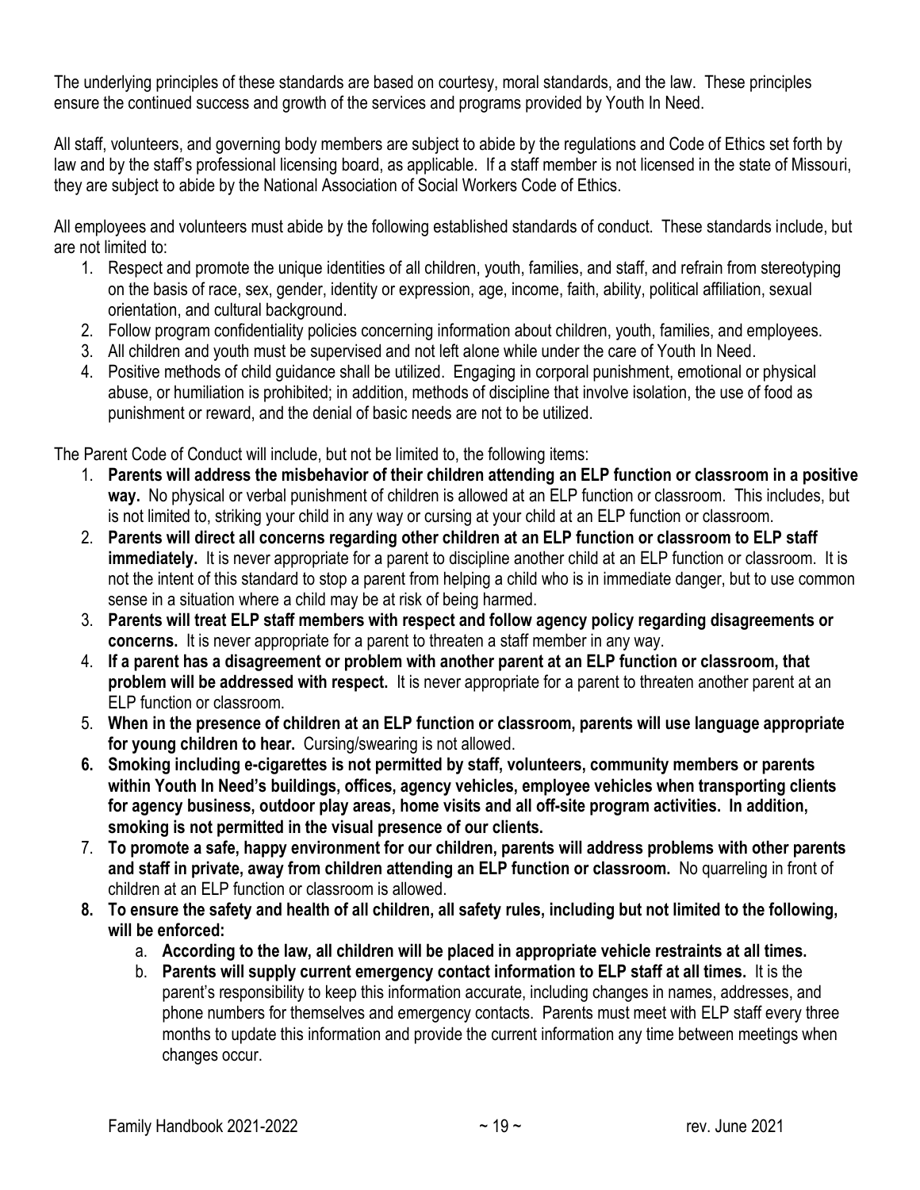The underlying principles of these standards are based on courtesy, moral standards, and the law. These principles ensure the continued success and growth of the services and programs provided by Youth In Need.

All staff, volunteers, and governing body members are subject to abide by the regulations and Code of Ethics set forth by law and by the staff's professional licensing board, as applicable. If a staff member is not licensed in the state of Missouri, they are subject to abide by the National Association of Social Workers Code of Ethics.

All employees and volunteers must abide by the following established standards of conduct. These standards include, but are not limited to:

1. Respect and promote the unique identities of all children, youth, families, and staff, and refrain from stereotyping on the basis of race, sex, gender, identity or expression, age, income, faith, ability, political affiliation, sexual orientation, and cultural background.
2. Follow program confidentiality policies concerning information about children, youth, families, and employees.
3. All children and youth must be supervised and not left alone while under the care of Youth In Need.
4. Positive methods of child guidance shall be utilized. Engaging in corporal punishment, emotional or physical abuse, or humiliation is prohibited; in addition, methods of discipline that involve isolation, the use of food as punishment or reward, and the denial of basic needs are not to be utilized.

The Parent Code of Conduct will include, but not be limited to, the following items:

1. **Parents will address the misbehavior of their children attending an ELP function or classroom in a positive way.** No physical or verbal punishment of children is allowed at an ELP function or classroom. This includes, but is not limited to, striking your child in any way or cursing at your child at an ELP function or classroom.
2. **Parents will direct all concerns regarding other children at an ELP function or classroom to ELP staff immediately.** It is never appropriate for a parent to discipline another child at an ELP function or classroom. It is not the intent of this standard to stop a parent from helping a child who is in immediate danger, but to use common sense in a situation where a child may be at risk of being harmed.
3. **Parents will treat ELP staff members with respect and follow agency policy regarding disagreements or concerns.** It is never appropriate for a parent to threaten a staff member in any way.
4. **If a parent has a disagreement or problem with another parent at an ELP function or classroom, that problem will be addressed with respect.** It is never appropriate for a parent to threaten another parent at an ELP function or classroom.
5. **When in the presence of children at an ELP function or classroom, parents will use language appropriate for young children to hear.** Cursing/swearing is not allowed.
6. **Smoking including e-cigarettes is not permitted by staff, volunteers, community members or parents within Youth In Need's buildings, offices, agency vehicles, employee vehicles when transporting clients for agency business, outdoor play areas, home visits and all off-site program activities. In addition, smoking is not permitted in the visual presence of our clients.**
7. **To promote a safe, happy environment for our children, parents will address problems with other parents and staff in private, away from children attending an ELP function or classroom.** No quarreling in front of children at an ELP function or classroom is allowed.
8. **To ensure the safety and health of all children, all safety rules, including but not limited to the following, will be enforced:**
   a. **According to the law, all children will be placed in appropriate vehicle restraints at all times.**
   b. **Parents will supply current emergency contact information to ELP staff at all times.** It is the parent's responsibility to keep this information accurate, including changes in names, addresses, and phone numbers for themselves and emergency contacts. Parents must meet with ELP staff every three months to update this information and provide the current information any time between meetings when changes occur.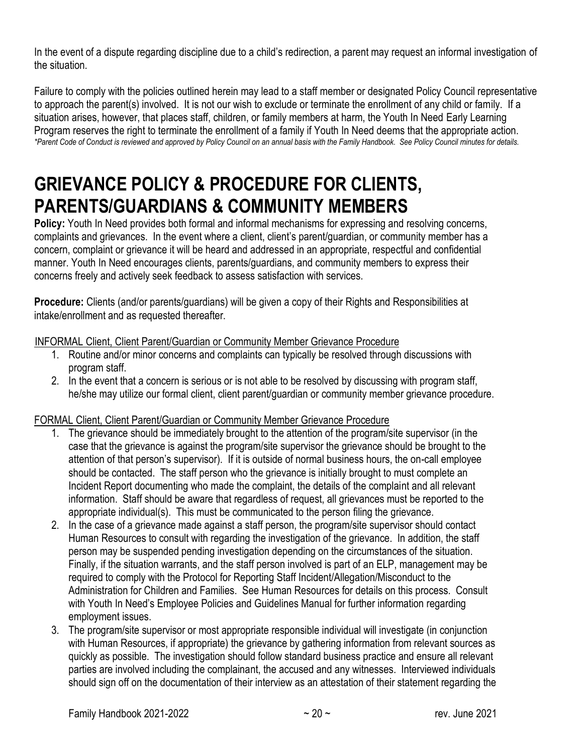In the event of a dispute regarding discipline due to a child's redirection, a parent may request an informal investigation of the situation.

Failure to comply with the policies outlined herein may lead to a staff member or designated Policy Council representative to approach the parent(s) involved. It is not our wish to exclude or terminate the enrollment of any child or family. If a situation arises, however, that places staff, children, or family members at harm, the Youth In Need Early Learning Program reserves the right to terminate the enrollment of a family if Youth In Need deems that the appropriate action.

*\*Parent Code of Conduct is reviewed and approved by Policy Council on an annual basis with the Family Handbook. See Policy Council minutes for details.*

# GRIEVANCE POLICY & PROCEDURE FOR CLIENTS, PARENTS/GUARDIANS & COMMUNITY MEMBERS

**Policy:** Youth In Need provides both formal and informal mechanisms for expressing and resolving concerns, complaints and grievances. In the event where a client, client's parent/guardian, or community member has a concern, complaint or grievance it will be heard and addressed in an appropriate, respectful and confidential manner. Youth In Need encourages clients, parents/guardians, and community members to express their concerns freely and actively seek feedback to assess satisfaction with services.

**Procedure:** Clients (and/or parents/guardians) will be given a copy of their Rights and Responsibilities at intake/enrollment and as requested thereafter.

<u>INFORMAL Client, Client Parent/Guardian or Community Member Grievance Procedure</u>

1. Routine and/or minor concerns and complaints can typically be resolved through discussions with program staff.
2. In the event that a concern is serious or is not able to be resolved by discussing with program staff, he/she may utilize our formal client, client parent/guardian or community member grievance procedure.

<u>FORMAL Client, Client Parent/Guardian or Community Member Grievance Procedure</u>

1. The grievance should be immediately brought to the attention of the program/site supervisor (in the case that the grievance is against the program/site supervisor the grievance should be brought to the attention of that person's supervisor). If it is outside of normal business hours, the on-call employee should be contacted. The staff person who the grievance is initially brought to must complete an Incident Report documenting who made the complaint, the details of the complaint and all relevant information. Staff should be aware that regardless of request, all grievances must be reported to the appropriate individual(s). This must be communicated to the person filing the grievance.
2. In the case of a grievance made against a staff person, the program/site supervisor should contact Human Resources to consult with regarding the investigation of the grievance. In addition, the staff person may be suspended pending investigation depending on the circumstances of the situation. Finally, if the situation warrants, and the staff person involved is part of an ELP, management may be required to comply with the Protocol for Reporting Staff Incident/Allegation/Misconduct to the Administration for Children and Families. See Human Resources for details on this process. Consult with Youth In Need's Employee Policies and Guidelines Manual for further information regarding employment issues.
3. The program/site supervisor or most appropriate responsible individual will investigate (in conjunction with Human Resources, if appropriate) the grievance by gathering information from relevant sources as quickly as possible. The investigation should follow standard business practice and ensure all relevant parties are involved including the complainant, the accused and any witnesses. Interviewed individuals should sign off on the documentation of their interview as an attestation of their statement regarding the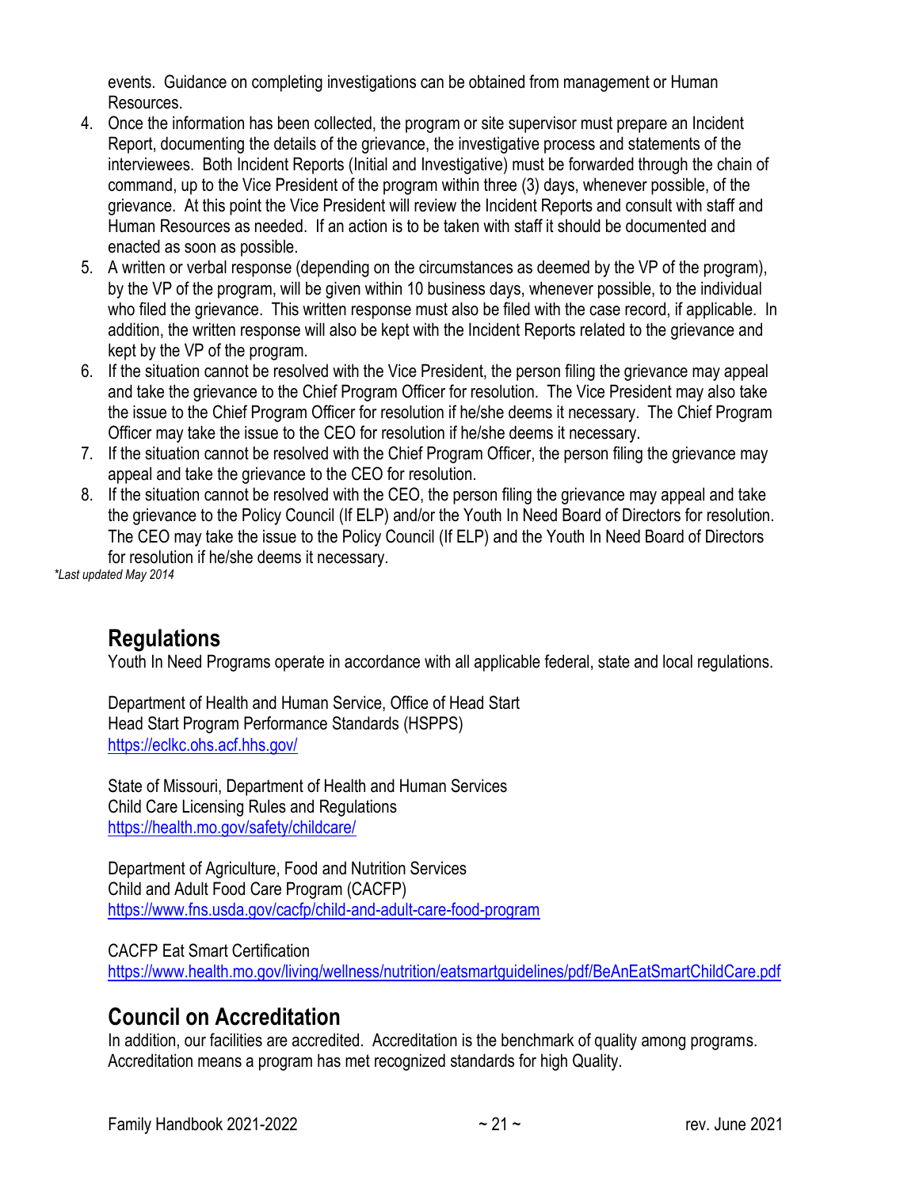events. Guidance on completing investigations can be obtained from management or Human Resources.

4. Once the information has been collected, the program or site supervisor must prepare an Incident Report, documenting the details of the grievance, the investigative process and statements of the interviewees. Both Incident Reports (Initial and Investigative) must be forwarded through the chain of command, up to the Vice President of the program within three (3) days, whenever possible, of the grievance. At this point the Vice President will review the Incident Reports and consult with staff and Human Resources as needed. If an action is to be taken with staff it should be documented and enacted as soon as possible.
5. A written or verbal response (depending on the circumstances as deemed by the VP of the program), by the VP of the program, will be given within 10 business days, whenever possible, to the individual who filed the grievance. This written response must also be filed with the case record, if applicable. In addition, the written response will also be kept with the Incident Reports related to the grievance and kept by the VP of the program.
6. If the situation cannot be resolved with the Vice President, the person filing the grievance may appeal and take the grievance to the Chief Program Officer for resolution. The Vice President may also take the issue to the Chief Program Officer for resolution if he/she deems it necessary. The Chief Program Officer may take the issue to the CEO for resolution if he/she deems it necessary.
7. If the situation cannot be resolved with the Chief Program Officer, the person filing the grievance may appeal and take the grievance to the CEO for resolution.
8. If the situation cannot be resolved with the CEO, the person filing the grievance may appeal and take the grievance to the Policy Council (If ELP) and/or the Youth In Need Board of Directors for resolution. The CEO may take the issue to the Policy Council (If ELP) and the Youth In Need Board of Directors for resolution if he/she deems it necessary.

*\*Last updated May 2014*

## Regulations

Youth In Need Programs operate in accordance with all applicable federal, state and local regulations.

Department of Health and Human Service, Office of Head Start
Head Start Program Performance Standards (HSPPS)
https://eclkc.ohs.acf.hhs.gov/

State of Missouri, Department of Health and Human Services
Child Care Licensing Rules and Regulations
https://health.mo.gov/safety/childcare/

Department of Agriculture, Food and Nutrition Services
Child and Adult Food Care Program (CACFP)
https://www.fns.usda.gov/cacfp/child-and-adult-care-food-program

CACFP Eat Smart Certification
https://www.health.mo.gov/living/wellness/nutrition/eatsmartguidelines/pdf/BeAnEatSmartChildCare.pdf

## Council on Accreditation

In addition, our facilities are accredited. Accreditation is the benchmark of quality among programs. Accreditation means a program has met recognized standards for high Quality.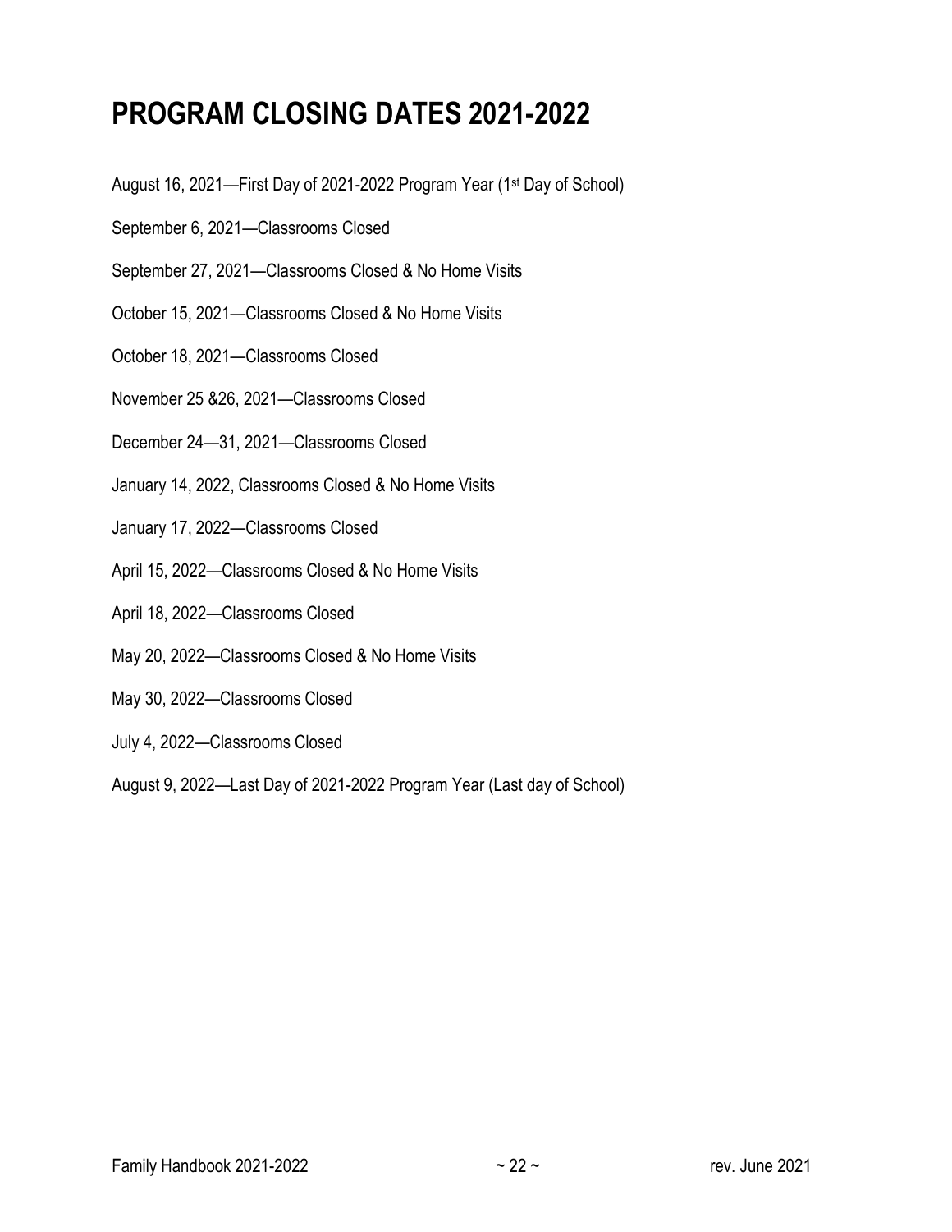# PROGRAM CLOSING DATES 2021-2022

August 16, 2021—First Day of 2021-2022 Program Year (1st Day of School)

September 6, 2021—Classrooms Closed

September 27, 2021—Classrooms Closed & No Home Visits

October 15, 2021—Classrooms Closed & No Home Visits

October 18, 2021—Classrooms Closed

November 25 &26, 2021—Classrooms Closed

December 24—31, 2021—Classrooms Closed

January 14, 2022, Classrooms Closed & No Home Visits

January 17, 2022—Classrooms Closed

April 15, 2022—Classrooms Closed & No Home Visits

April 18, 2022—Classrooms Closed

May 20, 2022—Classrooms Closed & No Home Visits

May 30, 2022—Classrooms Closed

July 4, 2022—Classrooms Closed

August 9, 2022—Last Day of 2021-2022 Program Year (Last day of School)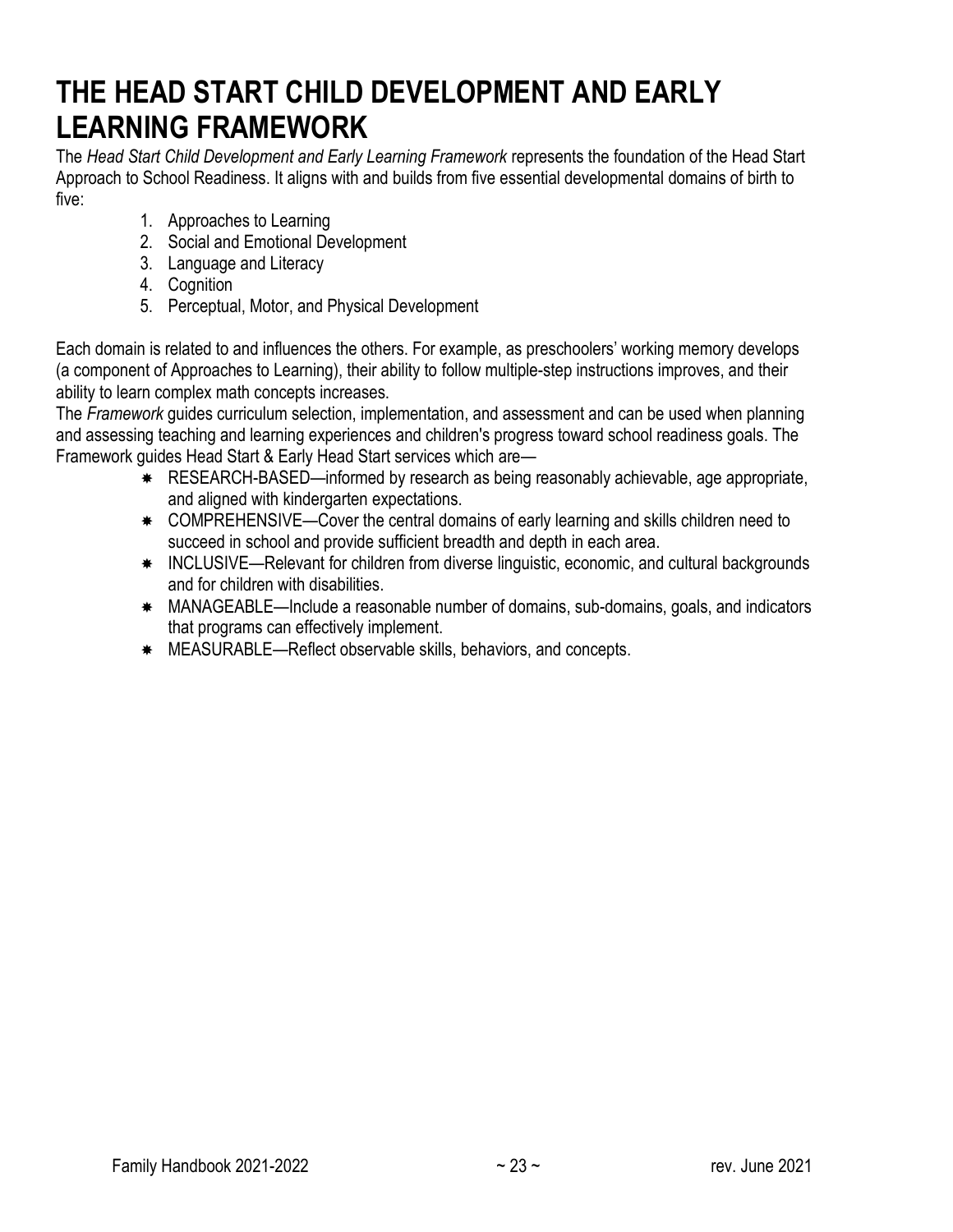# THE HEAD START CHILD DEVELOPMENT AND EARLY LEARNING FRAMEWORK

The *Head Start Child Development and Early Learning Framework* represents the foundation of the Head Start Approach to School Readiness. It aligns with and builds from five essential developmental domains of birth to five:

1. Approaches to Learning
2. Social and Emotional Development
3. Language and Literacy
4. Cognition
5. Perceptual, Motor, and Physical Development

Each domain is related to and influences the others. For example, as preschoolers' working memory develops (a component of Approaches to Learning), their ability to follow multiple-step instructions improves, and their ability to learn complex math concepts increases.

The *Framework* guides curriculum selection, implementation, and assessment and can be used when planning and assessing teaching and learning experiences and children's progress toward school readiness goals. The Framework guides Head Start & Early Head Start services which are—

- RESEARCH-BASED—informed by research as being reasonably achievable, age appropriate, and aligned with kindergarten expectations.
- COMPREHENSIVE—Cover the central domains of early learning and skills children need to succeed in school and provide sufficient breadth and depth in each area.
- INCLUSIVE—Relevant for children from diverse linguistic, economic, and cultural backgrounds and for children with disabilities.
- MANAGEABLE—Include a reasonable number of domains, sub-domains, goals, and indicators that programs can effectively implement.
- MEASURABLE—Reflect observable skills, behaviors, and concepts.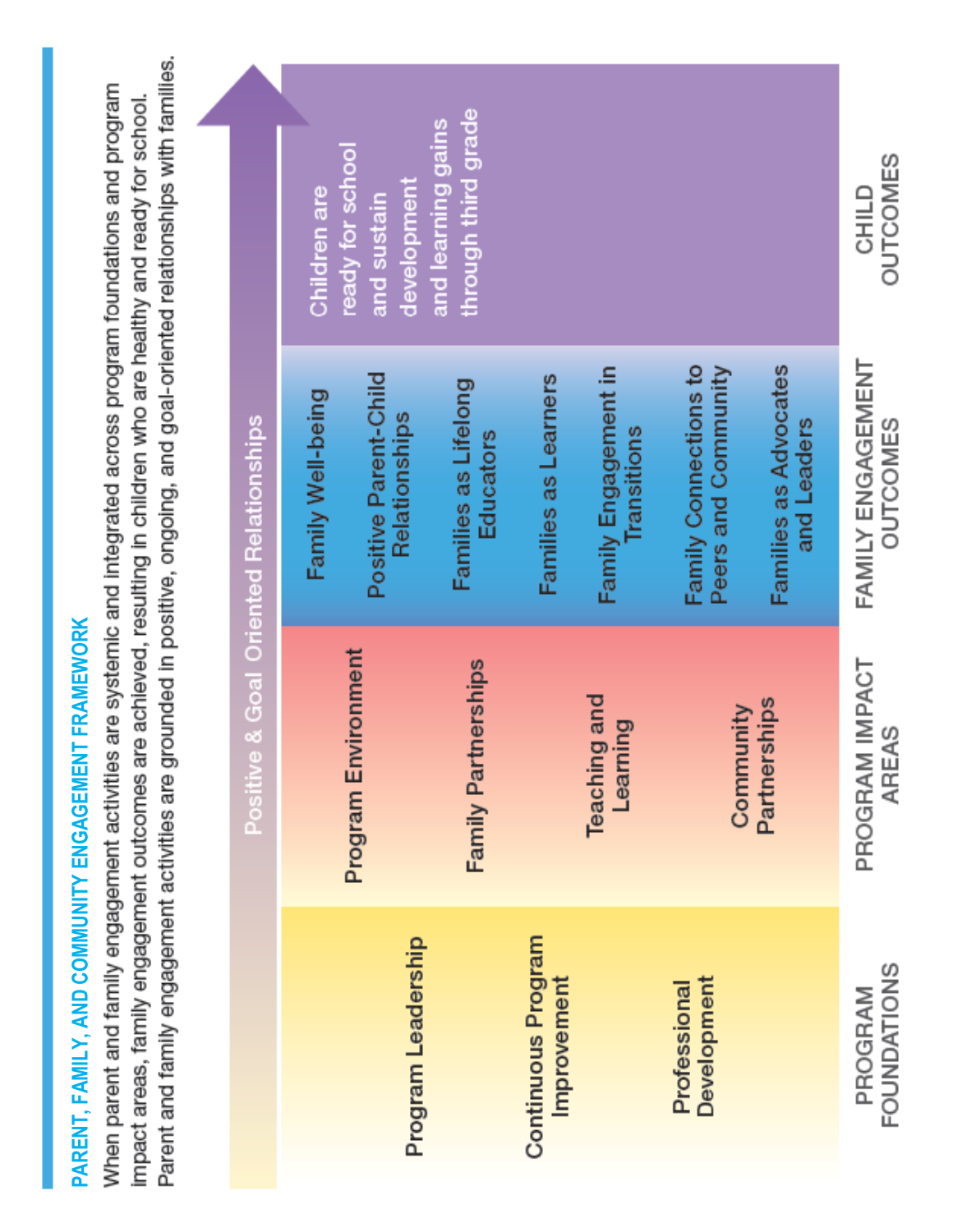## PARENT, FAMILY, AND COMMUNITY ENGAGEMENT FRAMEWORK

When parent and family engagement activities are systemic and integrated across program foundations and program impact areas, family engagement outcomes are achieved, resulting in children who are healthy and ready for school. Parent and family engagement activities are grounded in positive, ongoing, and goal-oriented relationships with families.

Positive & Goal Oriented Relationships

PROGRAM FOUNDATIONS

Program Leadership

Continuous Program Improvement

Professional Development

PROGRAM IMPACT AREAS

Program Environment

Family Partnerships

Teaching and Learning

Community Partnerships

FAMILY ENGAGEMENT OUTCOMES

Family Well-being

Positive Parent-Child Relationships

Families as Lifelong Educators

Families as Learners

Family Engagement in Transitions

Family Connections to Peers and Community

Families as Advocates and Leaders

CHILD OUTCOMES

Children are ready for school and sustain development and learning gains through third grade